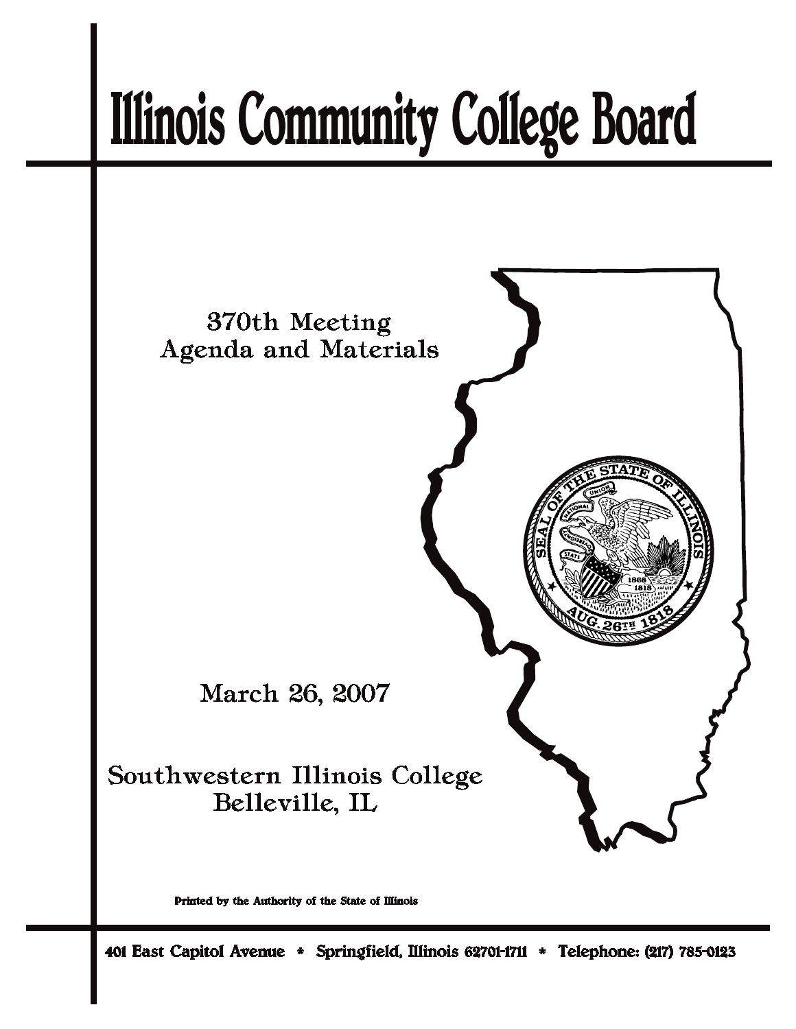# Illinois Community College Board

370th Meeting
Agenda and Materials

March 26, 2007

Southwestern Illinois College
Belleville, IL

Printed by the Authority of the State of Illinois

401 East Capitol Avenue * Springfield, Illinois 62701-1711 * Telephone: (217) 785-0123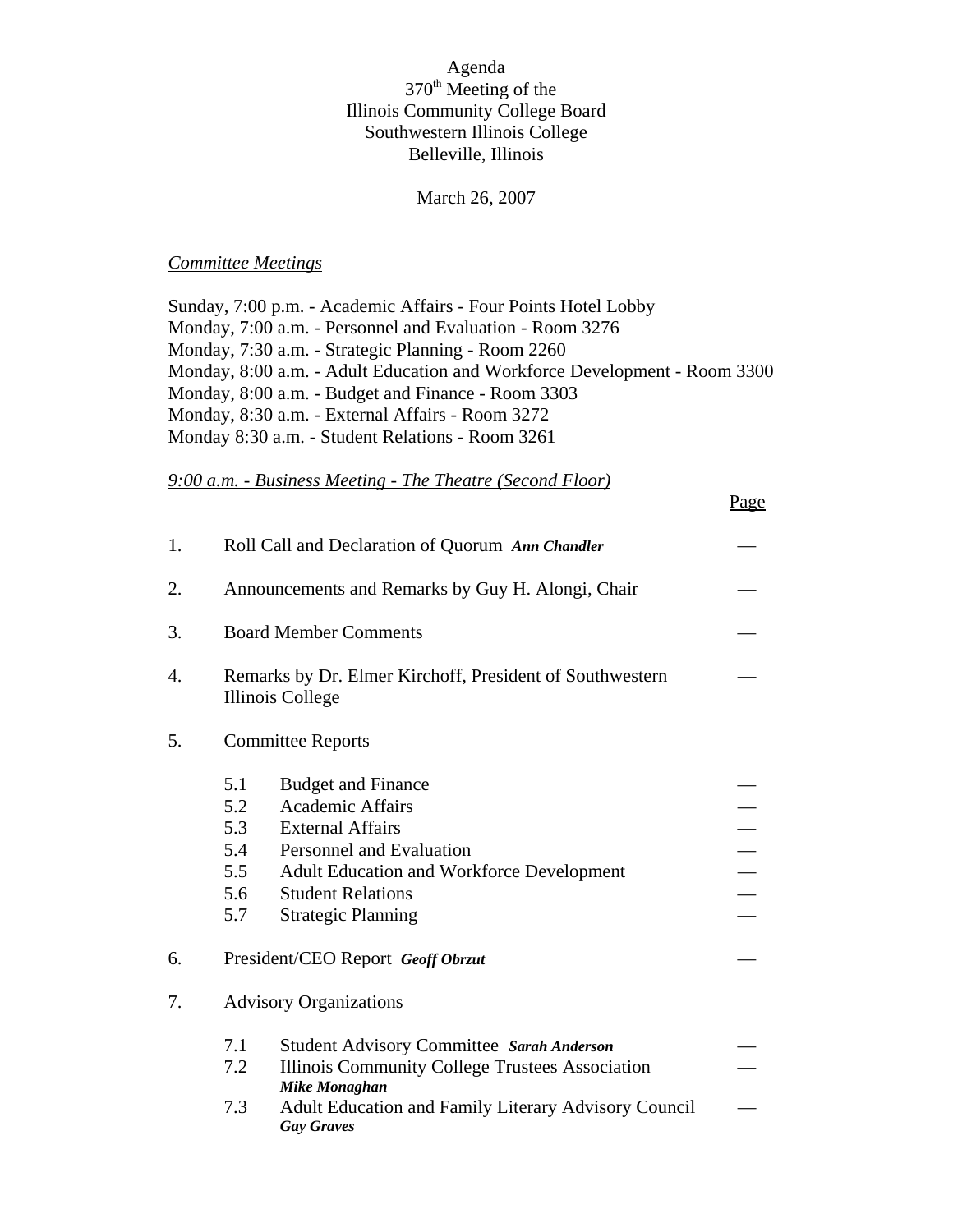Agenda
370th Meeting of the
Illinois Community College Board
Southwestern Illinois College
Belleville, Illinois

March 26, 2007

*Committee Meetings*

Sunday, 7:00 p.m. - Academic Affairs - Four Points Hotel Lobby
Monday, 7:00 a.m. - Personnel and Evaluation - Room 3276
Monday, 7:30 a.m. - Strategic Planning - Room 2260
Monday, 8:00 a.m. - Adult Education and Workforce Development - Room 3300
Monday, 8:00 a.m. - Budget and Finance - Room 3303
Monday, 8:30 a.m. - External Affairs - Room 3272
Monday 8:30 a.m. - Student Relations - Room 3261

*9:00 a.m. - Business Meeting - The Theatre (Second Floor)*

| | | Page |
|---|---|---|
| 1. | Roll Call and Declaration of Quorum ***Ann Chandler*** | — |
| 2. | Announcements and Remarks by Guy H. Alongi, Chair | — |
| 3. | Board Member Comments | — |
| 4. | Remarks by Dr. Elmer Kirchoff, President of Southwestern Illinois College | — |
| 5. | Committee Reports | |
| | 5.1 Budget and Finance | — |
| | 5.2 Academic Affairs | — |
| | 5.3 External Affairs | — |
| | 5.4 Personnel and Evaluation | — |
| | 5.5 Adult Education and Workforce Development | — |
| | 5.6 Student Relations | — |
| | 5.7 Strategic Planning | — |
| 6. | President/CEO Report ***Geoff Obrzut*** | — |
| 7. | Advisory Organizations | |
| | 7.1 Student Advisory Committee ***Sarah Anderson*** | — |
| | 7.2 Illinois Community College Trustees Association ***Mike Monaghan*** | — |
| | 7.3 Adult Education and Family Literary Advisory Council ***Gay Graves*** | — |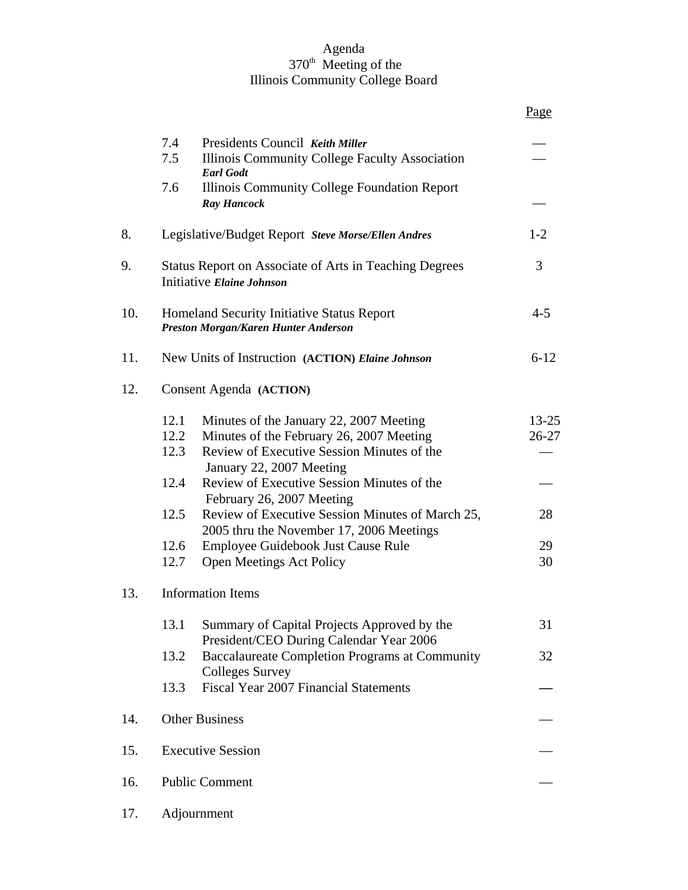Agenda
370th Meeting of the
Illinois Community College Board

| | | | Page |
|---|---|---|---|
| | 7.4 | Presidents Council ***Keith Miller*** | — |
| | 7.5 | Illinois Community College Faculty Association ***Earl Godt*** | — |
| | 7.6 | Illinois Community College Foundation Report ***Ray Hancock*** | — |
| 8. | Legislative/Budget Report ***Steve Morse/Ellen Andres*** | | 1-2 |
| 9. | Status Report on Associate of Arts in Teaching Degrees Initiative ***Elaine Johnson*** | | 3 |
| 10. | Homeland Security Initiative Status Report ***Preston Morgan/Karen Hunter Anderson*** | | 4-5 |
| 11. | New Units of Instruction **(ACTION)** ***Elaine Johnson*** | | 6-12 |
| 12. | Consent Agenda **(ACTION)** | | |
| | 12.1 | Minutes of the January 22, 2007 Meeting | 13-25 |
| | 12.2 | Minutes of the February 26, 2007 Meeting | 26-27 |
| | 12.3 | Review of Executive Session Minutes of the January 22, 2007 Meeting | — |
| | 12.4 | Review of Executive Session Minutes of the February 26, 2007 Meeting | — |
| | 12.5 | Review of Executive Session Minutes of March 25, 2005 thru the November 17, 2006 Meetings | 28 |
| | 12.6 | Employee Guidebook Just Cause Rule | 29 |
| | 12.7 | Open Meetings Act Policy | 30 |
| 13. | Information Items | | |
| | 13.1 | Summary of Capital Projects Approved by the President/CEO During Calendar Year 2006 | 31 |
| | 13.2 | Baccalaureate Completion Programs at Community Colleges Survey | 32 |
| | 13.3 | Fiscal Year 2007 Financial Statements | — |
| 14. | Other Business | | — |
| 15. | Executive Session | | — |
| 16. | Public Comment | | — |
| 17. | Adjournment | | |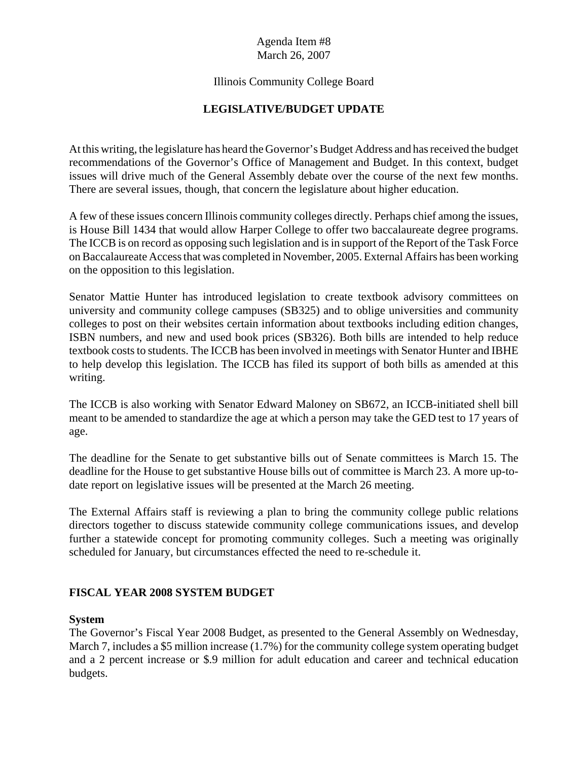Agenda Item #8
March 26, 2007

Illinois Community College Board

# LEGISLATIVE/BUDGET UPDATE

At this writing, the legislature has heard the Governor's Budget Address and has received the budget recommendations of the Governor's Office of Management and Budget. In this context, budget issues will drive much of the General Assembly debate over the course of the next few months. There are several issues, though, that concern the legislature about higher education.

A few of these issues concern Illinois community colleges directly. Perhaps chief among the issues, is House Bill 1434 that would allow Harper College to offer two baccalaureate degree programs. The ICCB is on record as opposing such legislation and is in support of the Report of the Task Force on Baccalaureate Access that was completed in November, 2005. External Affairs has been working on the opposition to this legislation.

Senator Mattie Hunter has introduced legislation to create textbook advisory committees on university and community college campuses (SB325) and to oblige universities and community colleges to post on their websites certain information about textbooks including edition changes, ISBN numbers, and new and used book prices (SB326). Both bills are intended to help reduce textbook costs to students. The ICCB has been involved in meetings with Senator Hunter and IBHE to help develop this legislation. The ICCB has filed its support of both bills as amended at this writing.

The ICCB is also working with Senator Edward Maloney on SB672, an ICCB-initiated shell bill meant to be amended to standardize the age at which a person may take the GED test to 17 years of age.

The deadline for the Senate to get substantive bills out of Senate committees is March 15. The deadline for the House to get substantive House bills out of committee is March 23. A more up-to-date report on legislative issues will be presented at the March 26 meeting.

The External Affairs staff is reviewing a plan to bring the community college public relations directors together to discuss statewide community college communications issues, and develop further a statewide concept for promoting community colleges. Such a meeting was originally scheduled for January, but circumstances effected the need to re-schedule it.

## FISCAL YEAR 2008 SYSTEM BUDGET

### System

The Governor's Fiscal Year 2008 Budget, as presented to the General Assembly on Wednesday, March 7, includes a $5 million increase (1.7%) for the community college system operating budget and a 2 percent increase or $.9 million for adult education and career and technical education budgets.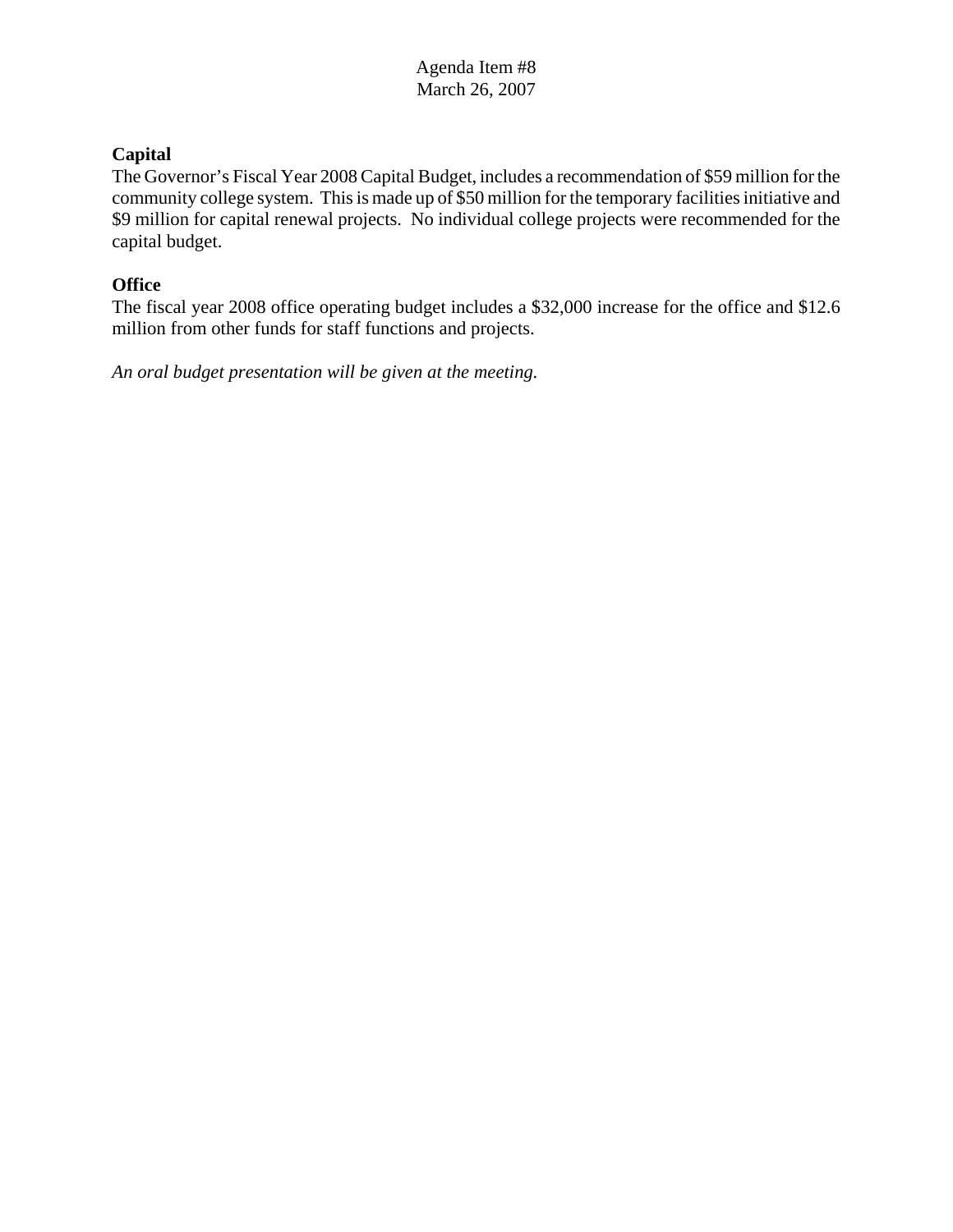Agenda Item #8
March 26, 2007

**Capital**

The Governor's Fiscal Year 2008 Capital Budget, includes a recommendation of $59 million for the community college system. This is made up of $50 million for the temporary facilities initiative and $9 million for capital renewal projects. No individual college projects were recommended for the capital budget.

**Office**

The fiscal year 2008 office operating budget includes a $32,000 increase for the office and $12.6 million from other funds for staff functions and projects.

*An oral budget presentation will be given at the meeting.*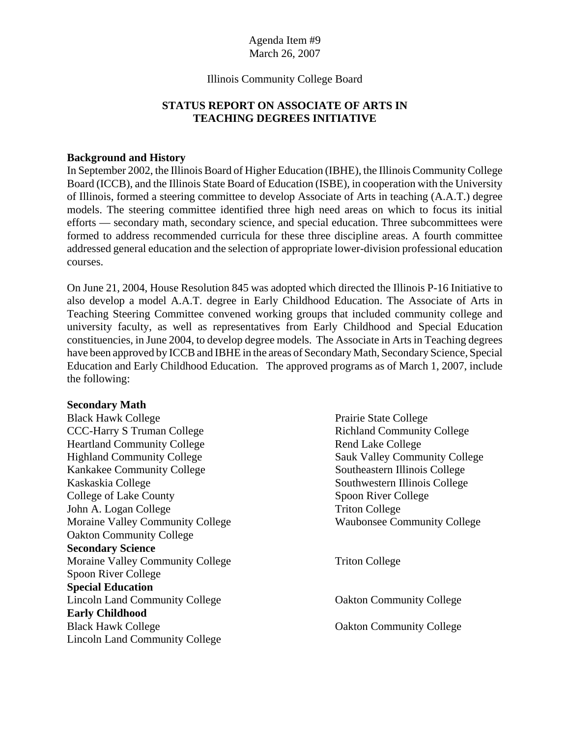Agenda Item #9
March 26, 2007

Illinois Community College Board

# STATUS REPORT ON ASSOCIATE OF ARTS IN TEACHING DEGREES INITIATIVE

**Background and History**

In September 2002, the Illinois Board of Higher Education (IBHE), the Illinois Community College Board (ICCB), and the Illinois State Board of Education (ISBE), in cooperation with the University of Illinois, formed a steering committee to develop Associate of Arts in teaching (A.A.T.) degree models. The steering committee identified three high need areas on which to focus its initial efforts — secondary math, secondary science, and special education. Three subcommittees were formed to address recommended curricula for these three discipline areas. A fourth committee addressed general education and the selection of appropriate lower-division professional education courses.

On June 21, 2004, House Resolution 845 was adopted which directed the Illinois P-16 Initiative to also develop a model A.A.T. degree in Early Childhood Education. The Associate of Arts in Teaching Steering Committee convened working groups that included community college and university faculty, as well as representatives from Early Childhood and Special Education constituencies, in June 2004, to develop degree models. The Associate in Arts in Teaching degrees have been approved by ICCB and IBHE in the areas of Secondary Math, Secondary Science, Special Education and Early Childhood Education. The approved programs as of March 1, 2007, include the following:

**Secondary Math**

Black Hawk College
CCC-Harry S Truman College
Heartland Community College
Highland Community College
Kankakee Community College
Kaskaskia College
College of Lake County
John A. Logan College
Moraine Valley Community College
Oakton Community College
Prairie State College
Richland Community College
Rend Lake College
Sauk Valley Community College
Southeastern Illinois College
Southwestern Illinois College
Spoon River College
Triton College
Waubonsee Community College

**Secondary Science**

Moraine Valley Community College
Spoon River College
Triton College

**Special Education**

Lincoln Land Community College
Oakton Community College

**Early Childhood**

Black Hawk College
Lincoln Land Community College
Oakton Community College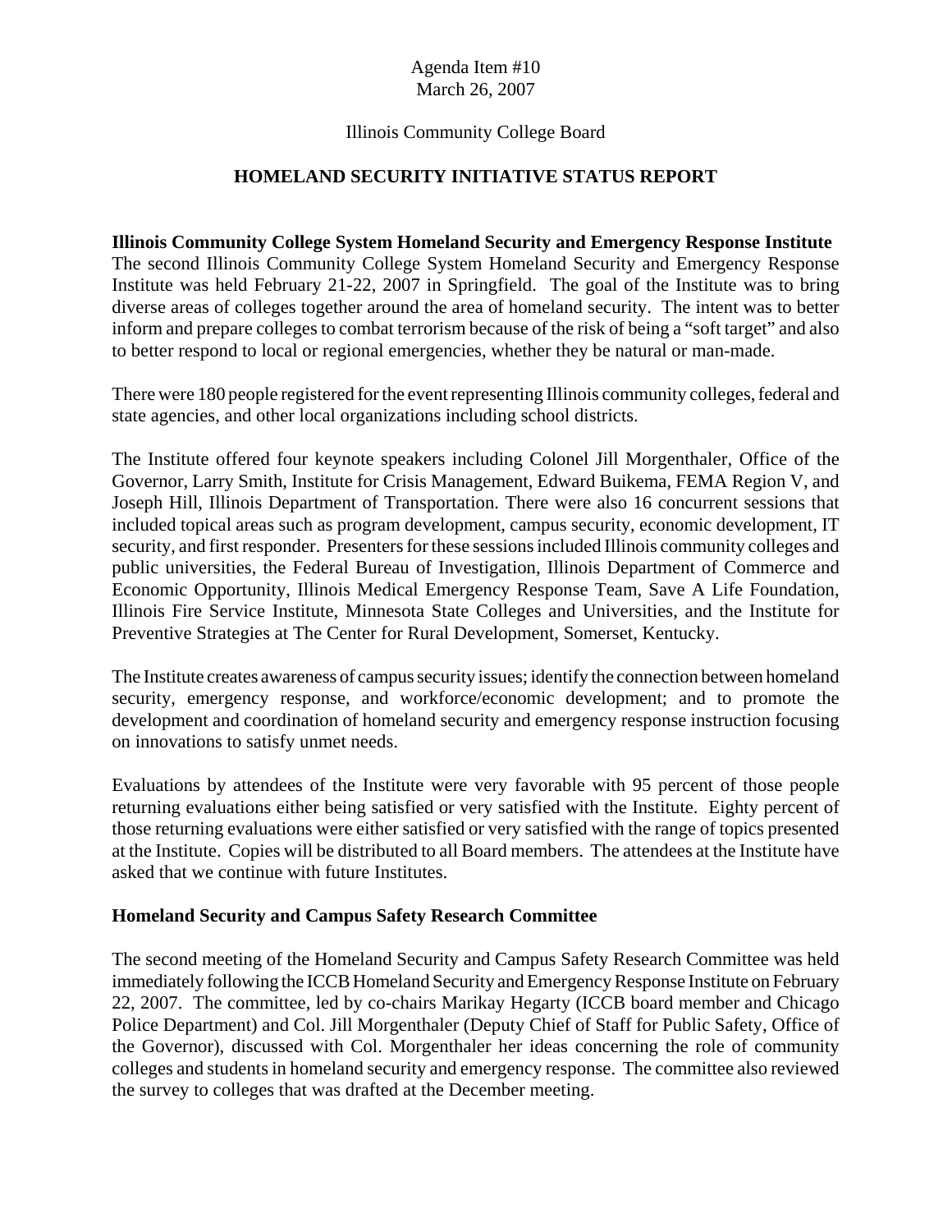Agenda Item #10
March 26, 2007

Illinois Community College Board

## HOMELAND SECURITY INITIATIVE STATUS REPORT

**Illinois Community College System Homeland Security and Emergency Response Institute**
The second Illinois Community College System Homeland Security and Emergency Response Institute was held February 21-22, 2007 in Springfield. The goal of the Institute was to bring diverse areas of colleges together around the area of homeland security. The intent was to better inform and prepare colleges to combat terrorism because of the risk of being a "soft target" and also to better respond to local or regional emergencies, whether they be natural or man-made.

There were 180 people registered for the event representing Illinois community colleges, federal and state agencies, and other local organizations including school districts.

The Institute offered four keynote speakers including Colonel Jill Morgenthaler, Office of the Governor, Larry Smith, Institute for Crisis Management, Edward Buikema, FEMA Region V, and Joseph Hill, Illinois Department of Transportation. There were also 16 concurrent sessions that included topical areas such as program development, campus security, economic development, IT security, and first responder. Presenters for these sessions included Illinois community colleges and public universities, the Federal Bureau of Investigation, Illinois Department of Commerce and Economic Opportunity, Illinois Medical Emergency Response Team, Save A Life Foundation, Illinois Fire Service Institute, Minnesota State Colleges and Universities, and the Institute for Preventive Strategies at The Center for Rural Development, Somerset, Kentucky.

The Institute creates awareness of campus security issues; identify the connection between homeland security, emergency response, and workforce/economic development; and to promote the development and coordination of homeland security and emergency response instruction focusing on innovations to satisfy unmet needs.

Evaluations by attendees of the Institute were very favorable with 95 percent of those people returning evaluations either being satisfied or very satisfied with the Institute. Eighty percent of those returning evaluations were either satisfied or very satisfied with the range of topics presented at the Institute. Copies will be distributed to all Board members. The attendees at the Institute have asked that we continue with future Institutes.

**Homeland Security and Campus Safety Research Committee**

The second meeting of the Homeland Security and Campus Safety Research Committee was held immediately following the ICCB Homeland Security and Emergency Response Institute on February 22, 2007. The committee, led by co-chairs Marikay Hegarty (ICCB board member and Chicago Police Department) and Col. Jill Morgenthaler (Deputy Chief of Staff for Public Safety, Office of the Governor), discussed with Col. Morgenthaler her ideas concerning the role of community colleges and students in homeland security and emergency response. The committee also reviewed the survey to colleges that was drafted at the December meeting.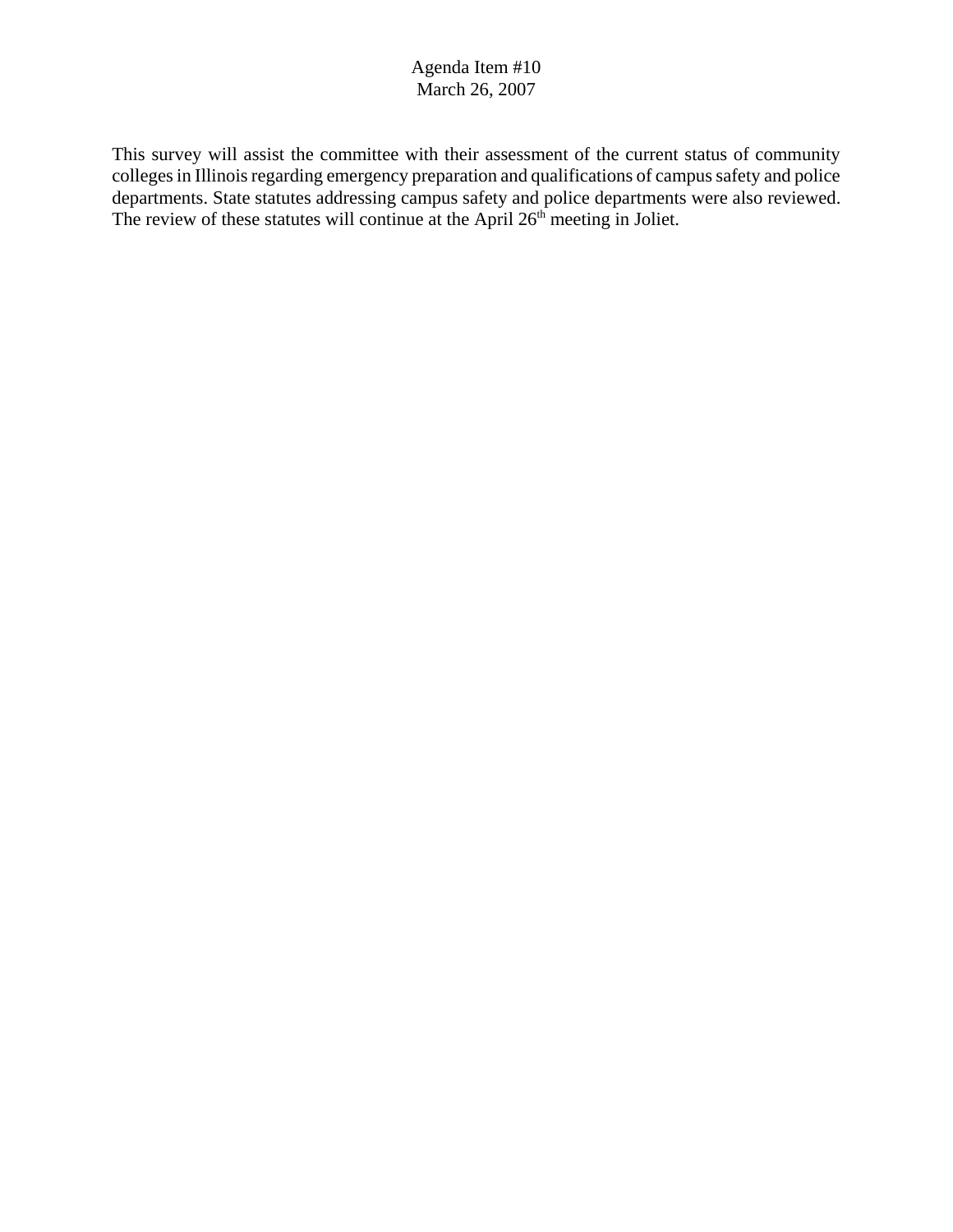Agenda Item #10
March 26, 2007

This survey will assist the committee with their assessment of the current status of community colleges in Illinois regarding emergency preparation and qualifications of campus safety and police departments. State statutes addressing campus safety and police departments were also reviewed. The review of these statutes will continue at the April 26th meeting in Joliet.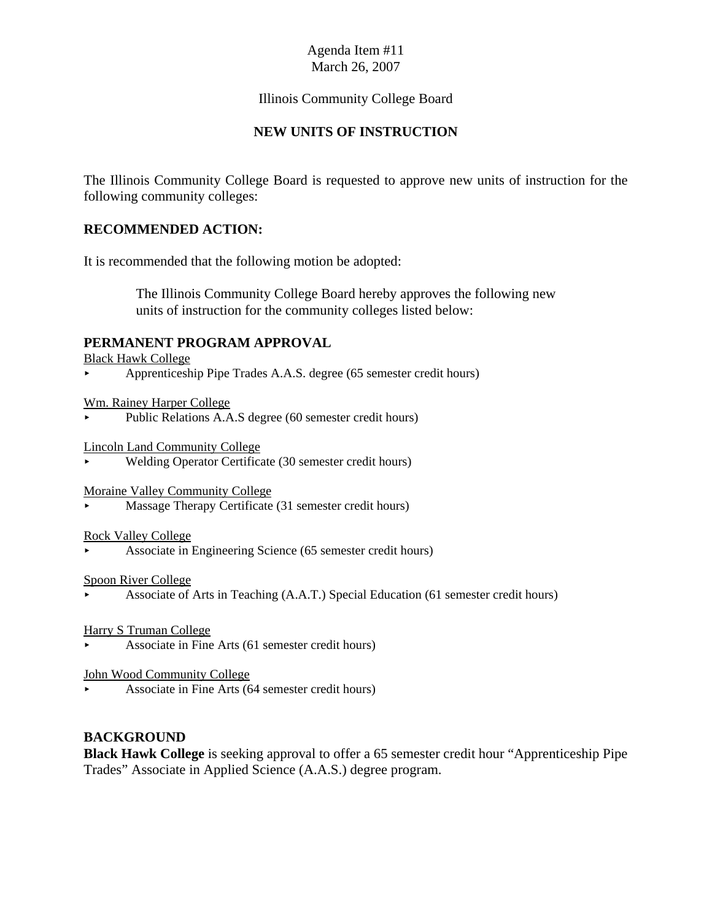Agenda Item #11
March 26, 2007

Illinois Community College Board

# NEW UNITS OF INSTRUCTION

The Illinois Community College Board is requested to approve new units of instruction for the following community colleges:

## RECOMMENDED ACTION:

It is recommended that the following motion be adopted:

> The Illinois Community College Board hereby approves the following new units of instruction for the community colleges listed below:

## PERMANENT PROGRAM APPROVAL

Black Hawk College

- Apprenticeship Pipe Trades A.A.S. degree (65 semester credit hours)

Wm. Rainey Harper College

- Public Relations A.A.S degree (60 semester credit hours)

Lincoln Land Community College

- Welding Operator Certificate (30 semester credit hours)

Moraine Valley Community College

- Massage Therapy Certificate (31 semester credit hours)

Rock Valley College

- Associate in Engineering Science (65 semester credit hours)

Spoon River College

- Associate of Arts in Teaching (A.A.T.) Special Education (61 semester credit hours)

Harry S Truman College

- Associate in Fine Arts (61 semester credit hours)

John Wood Community College

- Associate in Fine Arts (64 semester credit hours)

## BACKGROUND

**Black Hawk College** is seeking approval to offer a 65 semester credit hour "Apprenticeship Pipe Trades" Associate in Applied Science (A.A.S.) degree program.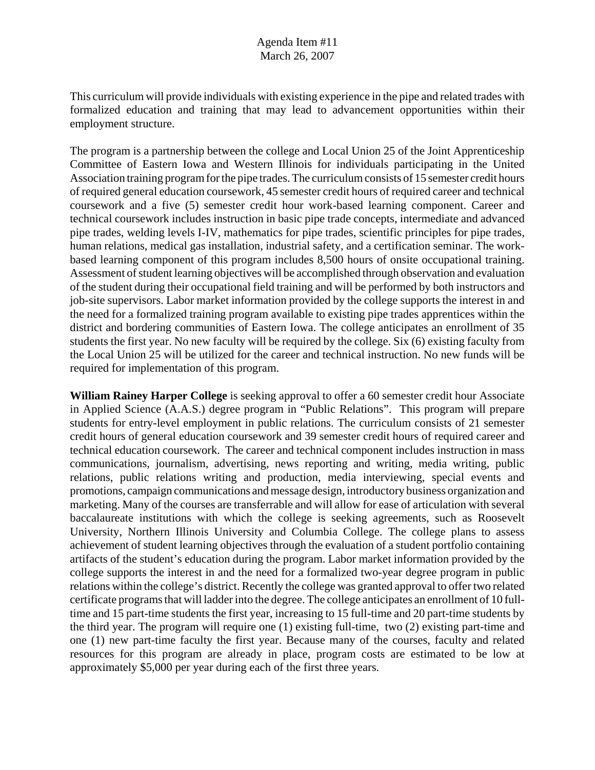This curriculum will provide individuals with existing experience in the pipe and related trades with formalized education and training that may lead to advancement opportunities within their employment structure.

The program is a partnership between the college and Local Union 25 of the Joint Apprenticeship Committee of Eastern Iowa and Western Illinois for individuals participating in the United Association training program for the pipe trades. The curriculum consists of 15 semester credit hours of required general education coursework, 45 semester credit hours of required career and technical coursework and a five (5) semester credit hour work-based learning component. Career and technical coursework includes instruction in basic pipe trade concepts, intermediate and advanced pipe trades, welding levels I-IV, mathematics for pipe trades, scientific principles for pipe trades, human relations, medical gas installation, industrial safety, and a certification seminar. The work-based learning component of this program includes 8,500 hours of onsite occupational training. Assessment of student learning objectives will be accomplished through observation and evaluation of the student during their occupational field training and will be performed by both instructors and job-site supervisors. Labor market information provided by the college supports the interest in and the need for a formalized training program available to existing pipe trades apprentices within the district and bordering communities of Eastern Iowa. The college anticipates an enrollment of 35 students the first year. No new faculty will be required by the college. Six (6) existing faculty from the Local Union 25 will be utilized for the career and technical instruction. No new funds will be required for implementation of this program.

**William Rainey Harper College** is seeking approval to offer a 60 semester credit hour Associate in Applied Science (A.A.S.) degree program in "Public Relations". This program will prepare students for entry-level employment in public relations. The curriculum consists of 21 semester credit hours of general education coursework and 39 semester credit hours of required career and technical education coursework. The career and technical component includes instruction in mass communications, journalism, advertising, news reporting and writing, media writing, public relations, public relations writing and production, media interviewing, special events and promotions, campaign communications and message design, introductory business organization and marketing. Many of the courses are transferrable and will allow for ease of articulation with several baccalaureate institutions with which the college is seeking agreements, such as Roosevelt University, Northern Illinois University and Columbia College. The college plans to assess achievement of student learning objectives through the evaluation of a student portfolio containing artifacts of the student's education during the program. Labor market information provided by the college supports the interest in and the need for a formalized two-year degree program in public relations within the college's district. Recently the college was granted approval to offer two related certificate programs that will ladder into the degree. The college anticipates an enrollment of 10 full-time and 15 part-time students the first year, increasing to 15 full-time and 20 part-time students by the third year. The program will require one (1) existing full-time, two (2) existing part-time and one (1) new part-time faculty the first year. Because many of the courses, faculty and related resources for this program are already in place, program costs are estimated to be low at approximately $5,000 per year during each of the first three years.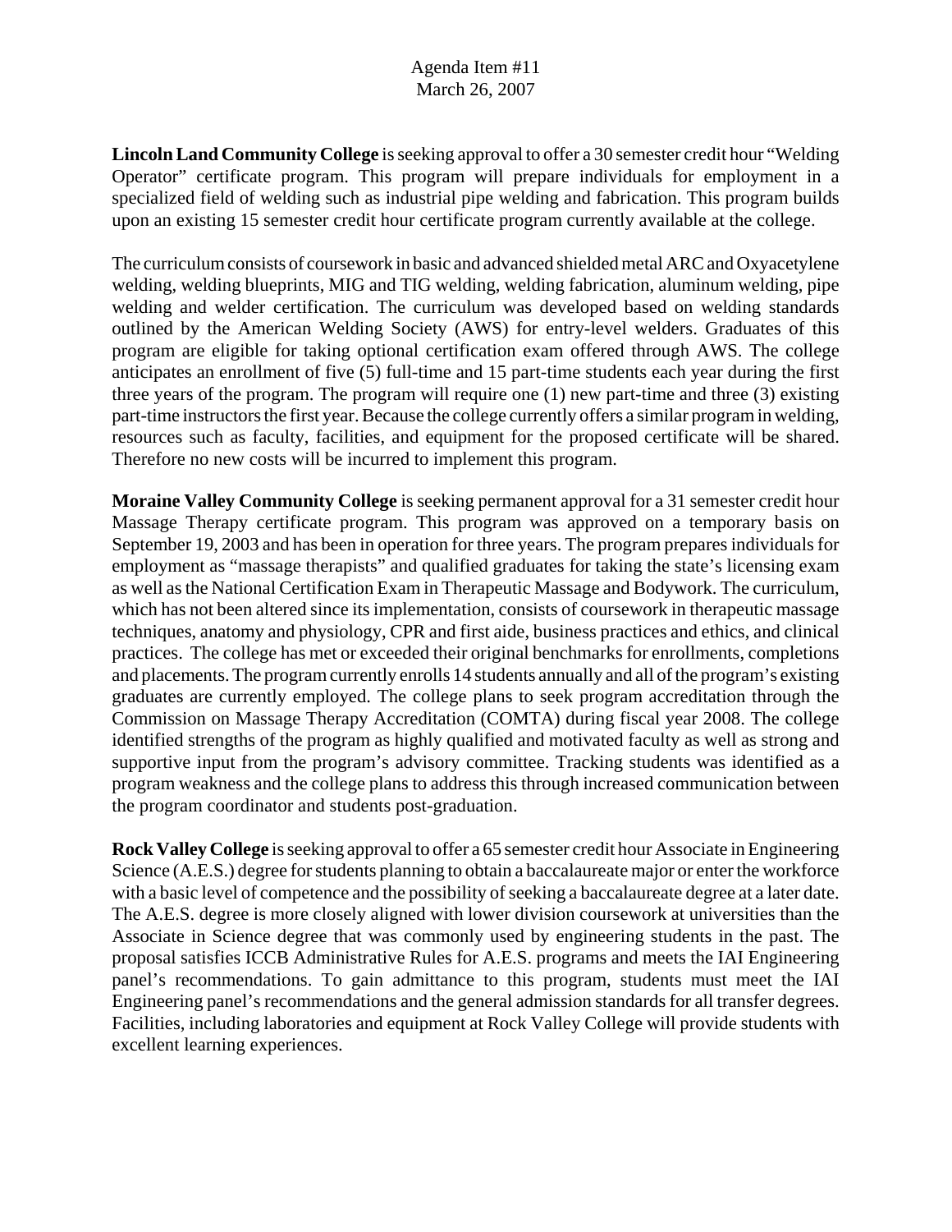Agenda Item #11
March 26, 2007

**Lincoln Land Community College** is seeking approval to offer a 30 semester credit hour "Welding Operator" certificate program. This program will prepare individuals for employment in a specialized field of welding such as industrial pipe welding and fabrication. This program builds upon an existing 15 semester credit hour certificate program currently available at the college.

The curriculum consists of coursework in basic and advanced shielded metal ARC and Oxyacetylene welding, welding blueprints, MIG and TIG welding, welding fabrication, aluminum welding, pipe welding and welder certification. The curriculum was developed based on welding standards outlined by the American Welding Society (AWS) for entry-level welders. Graduates of this program are eligible for taking optional certification exam offered through AWS. The college anticipates an enrollment of five (5) full-time and 15 part-time students each year during the first three years of the program. The program will require one (1) new part-time and three (3) existing part-time instructors the first year. Because the college currently offers a similar program in welding, resources such as faculty, facilities, and equipment for the proposed certificate will be shared. Therefore no new costs will be incurred to implement this program.

**Moraine Valley Community College** is seeking permanent approval for a 31 semester credit hour Massage Therapy certificate program. This program was approved on a temporary basis on September 19, 2003 and has been in operation for three years. The program prepares individuals for employment as "massage therapists" and qualified graduates for taking the state's licensing exam as well as the National Certification Exam in Therapeutic Massage and Bodywork. The curriculum, which has not been altered since its implementation, consists of coursework in therapeutic massage techniques, anatomy and physiology, CPR and first aide, business practices and ethics, and clinical practices. The college has met or exceeded their original benchmarks for enrollments, completions and placements. The program currently enrolls 14 students annually and all of the program's existing graduates are currently employed. The college plans to seek program accreditation through the Commission on Massage Therapy Accreditation (COMTA) during fiscal year 2008. The college identified strengths of the program as highly qualified and motivated faculty as well as strong and supportive input from the program's advisory committee. Tracking students was identified as a program weakness and the college plans to address this through increased communication between the program coordinator and students post-graduation.

**Rock Valley College** is seeking approval to offer a 65 semester credit hour Associate in Engineering Science (A.E.S.) degree for students planning to obtain a baccalaureate major or enter the workforce with a basic level of competence and the possibility of seeking a baccalaureate degree at a later date. The A.E.S. degree is more closely aligned with lower division coursework at universities than the Associate in Science degree that was commonly used by engineering students in the past. The proposal satisfies ICCB Administrative Rules for A.E.S. programs and meets the IAI Engineering panel's recommendations. To gain admittance to this program, students must meet the IAI Engineering panel's recommendations and the general admission standards for all transfer degrees. Facilities, including laboratories and equipment at Rock Valley College will provide students with excellent learning experiences.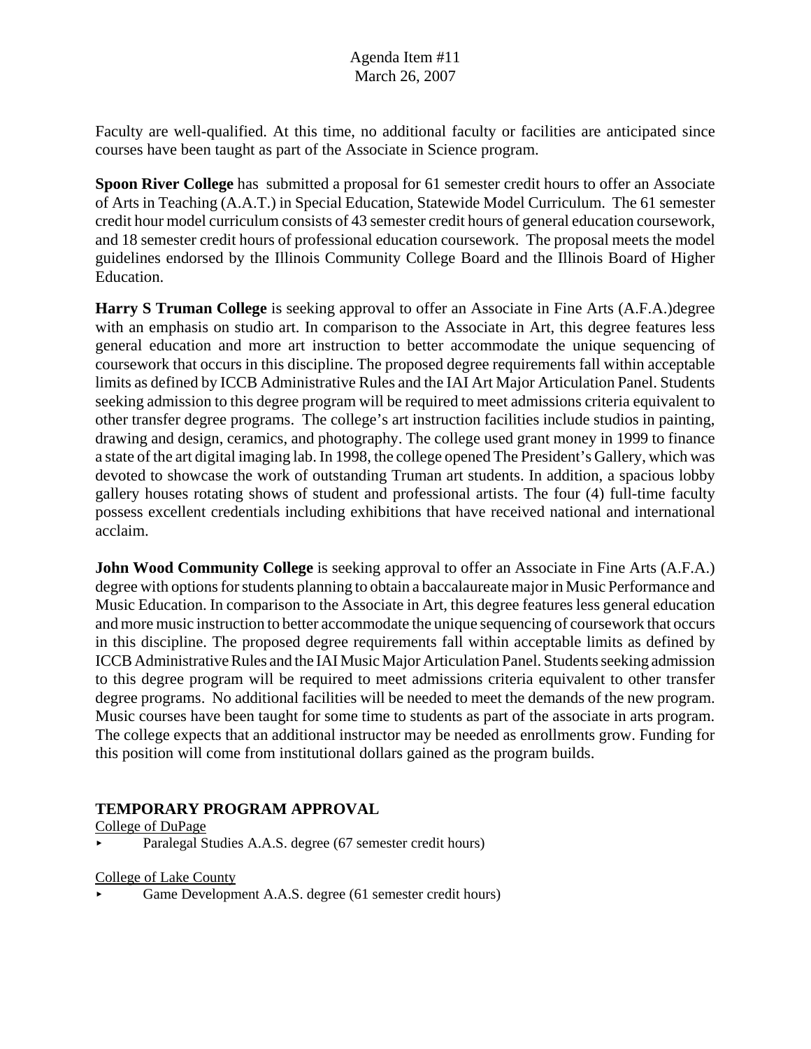Faculty are well-qualified. At this time, no additional faculty or facilities are anticipated since courses have been taught as part of the Associate in Science program.

**Spoon River College** has submitted a proposal for 61 semester credit hours to offer an Associate of Arts in Teaching (A.A.T.) in Special Education, Statewide Model Curriculum. The 61 semester credit hour model curriculum consists of 43 semester credit hours of general education coursework, and 18 semester credit hours of professional education coursework. The proposal meets the model guidelines endorsed by the Illinois Community College Board and the Illinois Board of Higher Education.

**Harry S Truman College** is seeking approval to offer an Associate in Fine Arts (A.F.A.)degree with an emphasis on studio art. In comparison to the Associate in Art, this degree features less general education and more art instruction to better accommodate the unique sequencing of coursework that occurs in this discipline. The proposed degree requirements fall within acceptable limits as defined by ICCB Administrative Rules and the IAI Art Major Articulation Panel. Students seeking admission to this degree program will be required to meet admissions criteria equivalent to other transfer degree programs. The college's art instruction facilities include studios in painting, drawing and design, ceramics, and photography. The college used grant money in 1999 to finance a state of the art digital imaging lab. In 1998, the college opened The President's Gallery, which was devoted to showcase the work of outstanding Truman art students. In addition, a spacious lobby gallery houses rotating shows of student and professional artists. The four (4) full-time faculty possess excellent credentials including exhibitions that have received national and international acclaim.

**John Wood Community College** is seeking approval to offer an Associate in Fine Arts (A.F.A.) degree with options for students planning to obtain a baccalaureate major in Music Performance and Music Education. In comparison to the Associate in Art, this degree features less general education and more music instruction to better accommodate the unique sequencing of coursework that occurs in this discipline. The proposed degree requirements fall within acceptable limits as defined by ICCB Administrative Rules and the IAI Music Major Articulation Panel. Students seeking admission to this degree program will be required to meet admissions criteria equivalent to other transfer degree programs. No additional facilities will be needed to meet the demands of the new program. Music courses have been taught for some time to students as part of the associate in arts program. The college expects that an additional instructor may be needed as enrollments grow. Funding for this position will come from institutional dollars gained as the program builds.

## TEMPORARY PROGRAM APPROVAL

College of DuPage

- Paralegal Studies A.A.S. degree (67 semester credit hours)

College of Lake County

- Game Development A.A.S. degree (61 semester credit hours)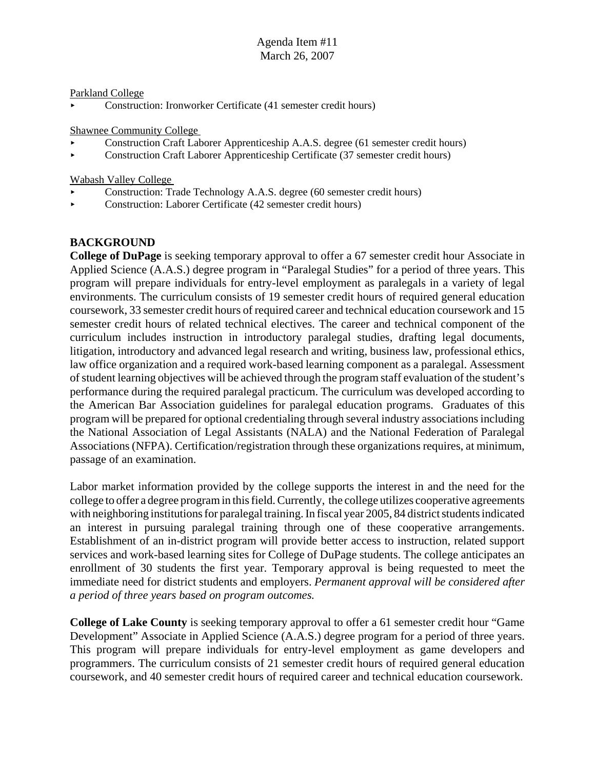Agenda Item #11
March 26, 2007

Parkland College

- Construction: Ironworker Certificate (41 semester credit hours)

Shawnee Community College

- Construction Craft Laborer Apprenticeship A.A.S. degree (61 semester credit hours)
- Construction Craft Laborer Apprenticeship Certificate (37 semester credit hours)

Wabash Valley College

- Construction: Trade Technology A.A.S. degree (60 semester credit hours)
- Construction: Laborer Certificate (42 semester credit hours)

## BACKGROUND

**College of DuPage** is seeking temporary approval to offer a 67 semester credit hour Associate in Applied Science (A.A.S.) degree program in "Paralegal Studies" for a period of three years. This program will prepare individuals for entry-level employment as paralegals in a variety of legal environments. The curriculum consists of 19 semester credit hours of required general education coursework, 33 semester credit hours of required career and technical education coursework and 15 semester credit hours of related technical electives. The career and technical component of the curriculum includes instruction in introductory paralegal studies, drafting legal documents, litigation, introductory and advanced legal research and writing, business law, professional ethics, law office organization and a required work-based learning component as a paralegal. Assessment of student learning objectives will be achieved through the program staff evaluation of the student's performance during the required paralegal practicum. The curriculum was developed according to the American Bar Association guidelines for paralegal education programs. Graduates of this program will be prepared for optional credentialing through several industry associations including the National Association of Legal Assistants (NALA) and the National Federation of Paralegal Associations (NFPA). Certification/registration through these organizations requires, at minimum, passage of an examination.

Labor market information provided by the college supports the interest in and the need for the college to offer a degree program in this field. Currently, the college utilizes cooperative agreements with neighboring institutions for paralegal training. In fiscal year 2005, 84 district students indicated an interest in pursuing paralegal training through one of these cooperative arrangements. Establishment of an in-district program will provide better access to instruction, related support services and work-based learning sites for College of DuPage students. The college anticipates an enrollment of 30 students the first year. Temporary approval is being requested to meet the immediate need for district students and employers. *Permanent approval will be considered after a period of three years based on program outcomes.*

**College of Lake County** is seeking temporary approval to offer a 61 semester credit hour "Game Development" Associate in Applied Science (A.A.S.) degree program for a period of three years. This program will prepare individuals for entry-level employment as game developers and programmers. The curriculum consists of 21 semester credit hours of required general education coursework, and 40 semester credit hours of required career and technical education coursework.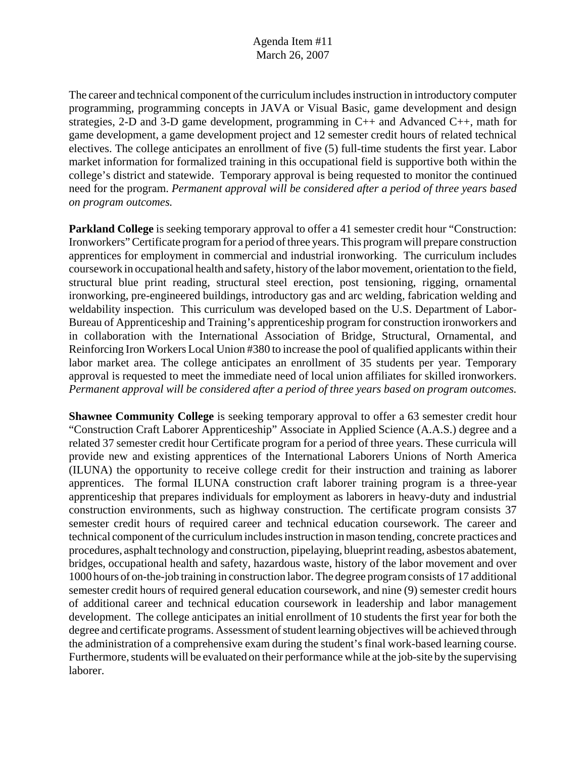The career and technical component of the curriculum includes instruction in introductory computer programming, programming concepts in JAVA or Visual Basic, game development and design strategies, 2-D and 3-D game development, programming in C++ and Advanced C++, math for game development, a game development project and 12 semester credit hours of related technical electives. The college anticipates an enrollment of five (5) full-time students the first year. Labor market information for formalized training in this occupational field is supportive both within the college's district and statewide. Temporary approval is being requested to monitor the continued need for the program. *Permanent approval will be considered after a period of three years based on program outcomes.*

**Parkland College** is seeking temporary approval to offer a 41 semester credit hour "Construction: Ironworkers" Certificate program for a period of three years. This program will prepare construction apprentices for employment in commercial and industrial ironworking. The curriculum includes coursework in occupational health and safety, history of the labor movement, orientation to the field, structural blue print reading, structural steel erection, post tensioning, rigging, ornamental ironworking, pre-engineered buildings, introductory gas and arc welding, fabrication welding and weldability inspection. This curriculum was developed based on the U.S. Department of Labor-Bureau of Apprenticeship and Training's apprenticeship program for construction ironworkers and in collaboration with the International Association of Bridge, Structural, Ornamental, and Reinforcing Iron Workers Local Union #380 to increase the pool of qualified applicants within their labor market area. The college anticipates an enrollment of 35 students per year. Temporary approval is requested to meet the immediate need of local union affiliates for skilled ironworkers. *Permanent approval will be considered after a period of three years based on program outcomes.*

**Shawnee Community College** is seeking temporary approval to offer a 63 semester credit hour "Construction Craft Laborer Apprenticeship" Associate in Applied Science (A.A.S.) degree and a related 37 semester credit hour Certificate program for a period of three years. These curricula will provide new and existing apprentices of the International Laborers Unions of North America (ILUNA) the opportunity to receive college credit for their instruction and training as laborer apprentices. The formal ILUNA construction craft laborer training program is a three-year apprenticeship that prepares individuals for employment as laborers in heavy-duty and industrial construction environments, such as highway construction. The certificate program consists 37 semester credit hours of required career and technical education coursework. The career and technical component of the curriculum includes instruction in mason tending, concrete practices and procedures, asphalt technology and construction, pipelaying, blueprint reading, asbestos abatement, bridges, occupational health and safety, hazardous waste, history of the labor movement and over 1000 hours of on-the-job training in construction labor. The degree program consists of 17 additional semester credit hours of required general education coursework, and nine (9) semester credit hours of additional career and technical education coursework in leadership and labor management development. The college anticipates an initial enrollment of 10 students the first year for both the degree and certificate programs. Assessment of student learning objectives will be achieved through the administration of a comprehensive exam during the student's final work-based learning course. Furthermore, students will be evaluated on their performance while at the job-site by the supervising laborer.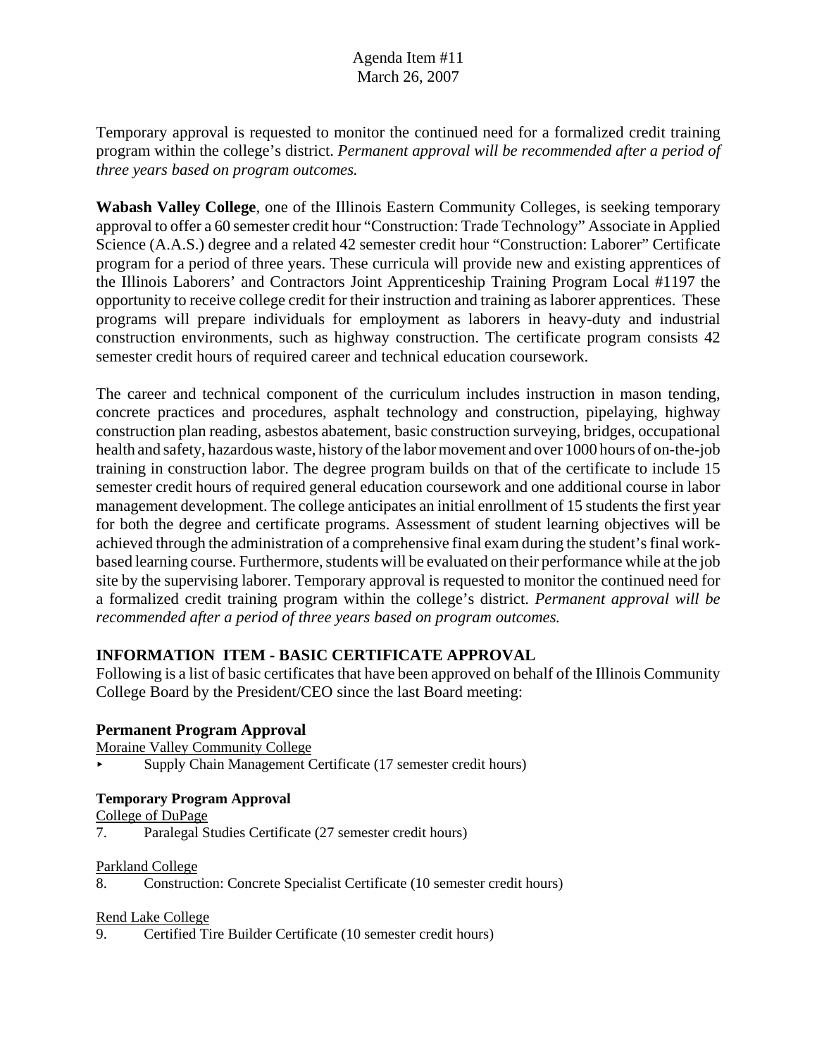Temporary approval is requested to monitor the continued need for a formalized credit training program within the college's district. *Permanent approval will be recommended after a period of three years based on program outcomes.*

**Wabash Valley College**, one of the Illinois Eastern Community Colleges, is seeking temporary approval to offer a 60 semester credit hour "Construction: Trade Technology" Associate in Applied Science (A.A.S.) degree and a related 42 semester credit hour "Construction: Laborer" Certificate program for a period of three years. These curricula will provide new and existing apprentices of the Illinois Laborers' and Contractors Joint Apprenticeship Training Program Local #1197 the opportunity to receive college credit for their instruction and training as laborer apprentices. These programs will prepare individuals for employment as laborers in heavy-duty and industrial construction environments, such as highway construction. The certificate program consists 42 semester credit hours of required career and technical education coursework.

The career and technical component of the curriculum includes instruction in mason tending, concrete practices and procedures, asphalt technology and construction, pipelaying, highway construction plan reading, asbestos abatement, basic construction surveying, bridges, occupational health and safety, hazardous waste, history of the labor movement and over 1000 hours of on-the-job training in construction labor. The degree program builds on that of the certificate to include 15 semester credit hours of required general education coursework and one additional course in labor management development. The college anticipates an initial enrollment of 15 students the first year for both the degree and certificate programs. Assessment of student learning objectives will be achieved through the administration of a comprehensive final exam during the student's final work-based learning course. Furthermore, students will be evaluated on their performance while at the job site by the supervising laborer. Temporary approval is requested to monitor the continued need for a formalized credit training program within the college's district. *Permanent approval will be recommended after a period of three years based on program outcomes.*

## INFORMATION ITEM - BASIC CERTIFICATE APPROVAL

Following is a list of basic certificates that have been approved on behalf of the Illinois Community College Board by the President/CEO since the last Board meeting:

### Permanent Program Approval

Moraine Valley Community College

- Supply Chain Management Certificate (17 semester credit hours)

### Temporary Program Approval

College of DuPage

7. Paralegal Studies Certificate (27 semester credit hours)

Parkland College

8. Construction: Concrete Specialist Certificate (10 semester credit hours)

Rend Lake College

9. Certified Tire Builder Certificate (10 semester credit hours)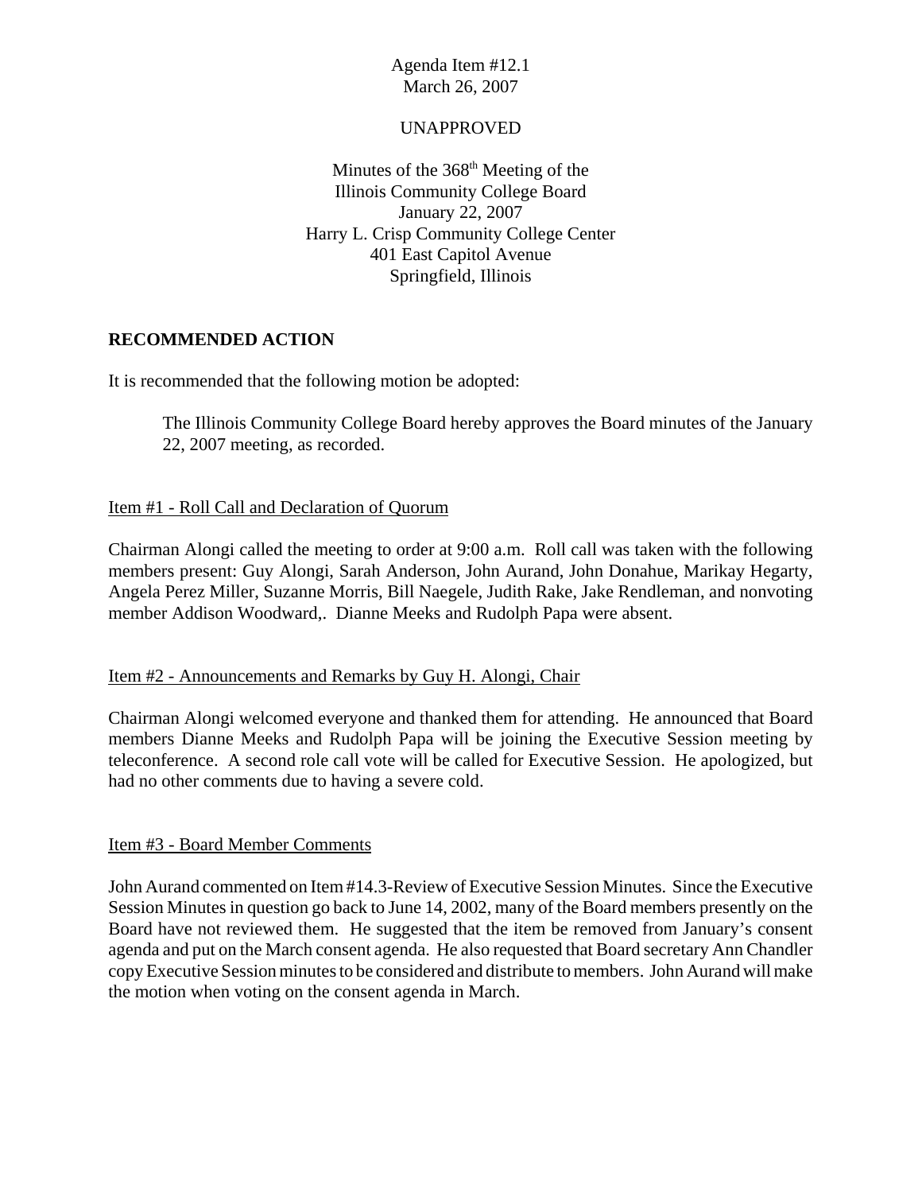Agenda Item #12.1
March 26, 2007

UNAPPROVED

Minutes of the 368th Meeting of the
Illinois Community College Board
January 22, 2007
Harry L. Crisp Community College Center
401 East Capitol Avenue
Springfield, Illinois

**RECOMMENDED ACTION**

It is recommended that the following motion be adopted:

> The Illinois Community College Board hereby approves the Board minutes of the January 22, 2007 meeting, as recorded.

Item #1 - Roll Call and Declaration of Quorum

Chairman Alongi called the meeting to order at 9:00 a.m. Roll call was taken with the following members present: Guy Alongi, Sarah Anderson, John Aurand, John Donahue, Marikay Hegarty, Angela Perez Miller, Suzanne Morris, Bill Naegele, Judith Rake, Jake Rendleman, and nonvoting member Addison Woodward,. Dianne Meeks and Rudolph Papa were absent.

Item #2 - Announcements and Remarks by Guy H. Alongi, Chair

Chairman Alongi welcomed everyone and thanked them for attending. He announced that Board members Dianne Meeks and Rudolph Papa will be joining the Executive Session meeting by teleconference. A second role call vote will be called for Executive Session. He apologized, but had no other comments due to having a severe cold.

Item #3 - Board Member Comments

John Aurand commented on Item #14.3-Review of Executive Session Minutes. Since the Executive Session Minutes in question go back to June 14, 2002, many of the Board members presently on the Board have not reviewed them. He suggested that the item be removed from January's consent agenda and put on the March consent agenda. He also requested that Board secretary Ann Chandler copy Executive Session minutes to be considered and distribute to members. John Aurand will make the motion when voting on the consent agenda in March.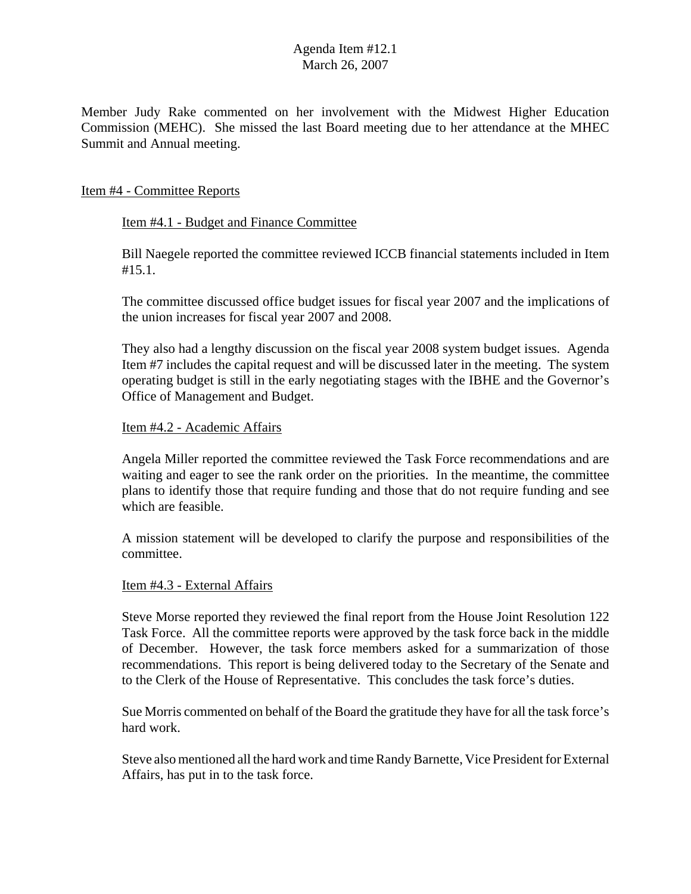Member Judy Rake commented on her involvement with the Midwest Higher Education Commission (MEHC). She missed the last Board meeting due to her attendance at the MHEC Summit and Annual meeting.

## Item #4 - Committee Reports

### Item #4.1 - Budget and Finance Committee

Bill Naegele reported the committee reviewed ICCB financial statements included in Item #15.1.

The committee discussed office budget issues for fiscal year 2007 and the implications of the union increases for fiscal year 2007 and 2008.

They also had a lengthy discussion on the fiscal year 2008 system budget issues. Agenda Item #7 includes the capital request and will be discussed later in the meeting. The system operating budget is still in the early negotiating stages with the IBHE and the Governor's Office of Management and Budget.

### Item #4.2 - Academic Affairs

Angela Miller reported the committee reviewed the Task Force recommendations and are waiting and eager to see the rank order on the priorities. In the meantime, the committee plans to identify those that require funding and those that do not require funding and see which are feasible.

A mission statement will be developed to clarify the purpose and responsibilities of the committee.

### Item #4.3 - External Affairs

Steve Morse reported they reviewed the final report from the House Joint Resolution 122 Task Force. All the committee reports were approved by the task force back in the middle of December. However, the task force members asked for a summarization of those recommendations. This report is being delivered today to the Secretary of the Senate and to the Clerk of the House of Representative. This concludes the task force's duties.

Sue Morris commented on behalf of the Board the gratitude they have for all the task force's hard work.

Steve also mentioned all the hard work and time Randy Barnette, Vice President for External Affairs, has put in to the task force.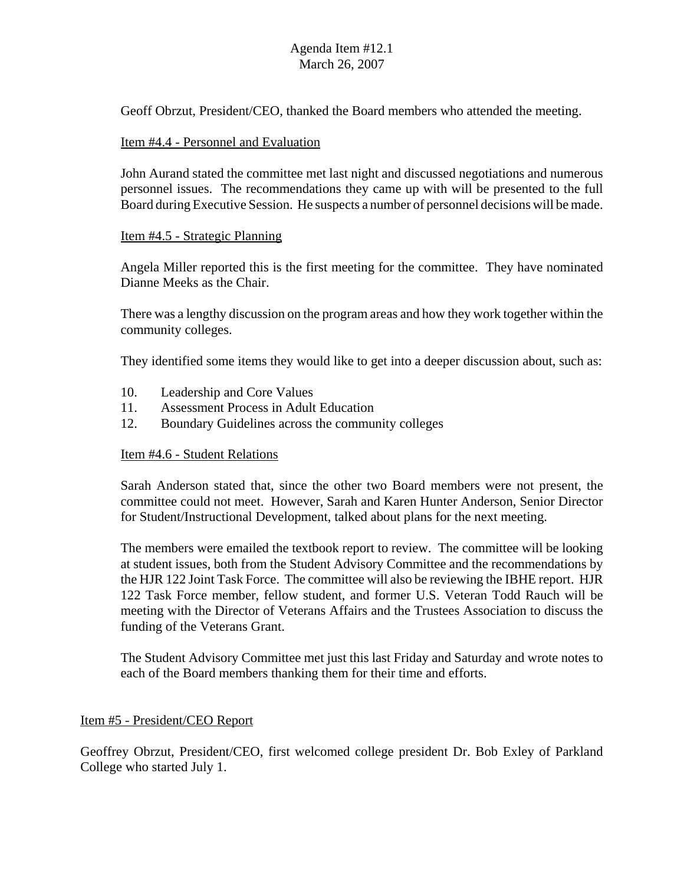Geoff Obrzut, President/CEO, thanked the Board members who attended the meeting.

Item #4.4 - Personnel and Evaluation

John Aurand stated the committee met last night and discussed negotiations and numerous personnel issues. The recommendations they came up with will be presented to the full Board during Executive Session. He suspects a number of personnel decisions will be made.

Item #4.5 - Strategic Planning

Angela Miller reported this is the first meeting for the committee. They have nominated Dianne Meeks as the Chair.

There was a lengthy discussion on the program areas and how they work together within the community colleges.

They identified some items they would like to get into a deeper discussion about, such as:

10. Leadership and Core Values
11. Assessment Process in Adult Education
12. Boundary Guidelines across the community colleges

Item #4.6 - Student Relations

Sarah Anderson stated that, since the other two Board members were not present, the committee could not meet. However, Sarah and Karen Hunter Anderson, Senior Director for Student/Instructional Development, talked about plans for the next meeting.

The members were emailed the textbook report to review. The committee will be looking at student issues, both from the Student Advisory Committee and the recommendations by the HJR 122 Joint Task Force. The committee will also be reviewing the IBHE report. HJR 122 Task Force member, fellow student, and former U.S. Veteran Todd Rauch will be meeting with the Director of Veterans Affairs and the Trustees Association to discuss the funding of the Veterans Grant.

The Student Advisory Committee met just this last Friday and Saturday and wrote notes to each of the Board members thanking them for their time and efforts.

Item #5 - President/CEO Report

Geoffrey Obrzut, President/CEO, first welcomed college president Dr. Bob Exley of Parkland College who started July 1.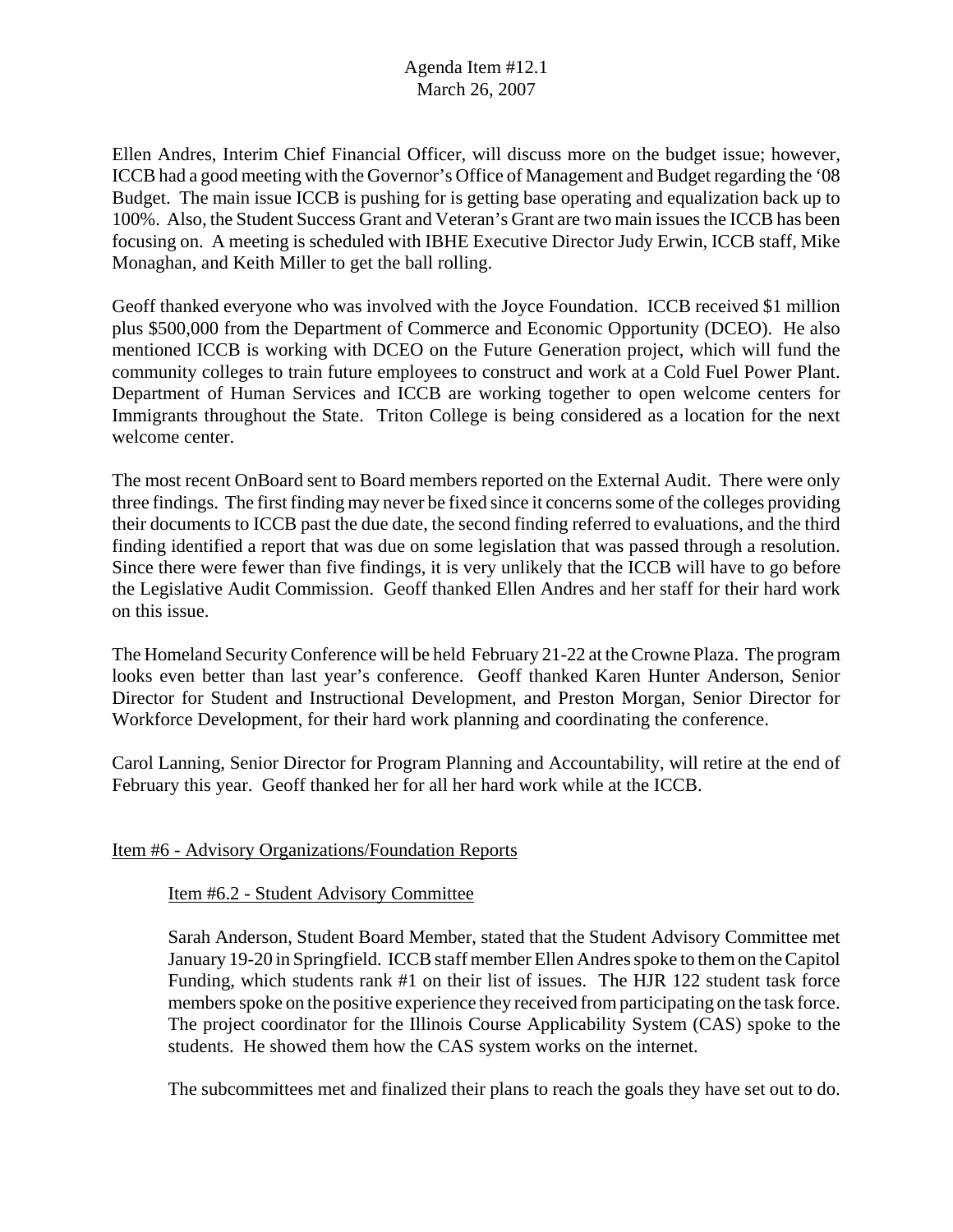Ellen Andres, Interim Chief Financial Officer, will discuss more on the budget issue; however, ICCB had a good meeting with the Governor's Office of Management and Budget regarding the '08 Budget. The main issue ICCB is pushing for is getting base operating and equalization back up to 100%. Also, the Student Success Grant and Veteran's Grant are two main issues the ICCB has been focusing on. A meeting is scheduled with IBHE Executive Director Judy Erwin, ICCB staff, Mike Monaghan, and Keith Miller to get the ball rolling.

Geoff thanked everyone who was involved with the Joyce Foundation. ICCB received $1 million plus $500,000 from the Department of Commerce and Economic Opportunity (DCEO). He also mentioned ICCB is working with DCEO on the Future Generation project, which will fund the community colleges to train future employees to construct and work at a Cold Fuel Power Plant. Department of Human Services and ICCB are working together to open welcome centers for Immigrants throughout the State. Triton College is being considered as a location for the next welcome center.

The most recent OnBoard sent to Board members reported on the External Audit. There were only three findings. The first finding may never be fixed since it concerns some of the colleges providing their documents to ICCB past the due date, the second finding referred to evaluations, and the third finding identified a report that was due on some legislation that was passed through a resolution. Since there were fewer than five findings, it is very unlikely that the ICCB will have to go before the Legislative Audit Commission. Geoff thanked Ellen Andres and her staff for their hard work on this issue.

The Homeland Security Conference will be held February 21-22 at the Crowne Plaza. The program looks even better than last year's conference. Geoff thanked Karen Hunter Anderson, Senior Director for Student and Instructional Development, and Preston Morgan, Senior Director for Workforce Development, for their hard work planning and coordinating the conference.

Carol Lanning, Senior Director for Program Planning and Accountability, will retire at the end of February this year. Geoff thanked her for all her hard work while at the ICCB.

## Item #6 - Advisory Organizations/Foundation Reports

### Item #6.2 - Student Advisory Committee

Sarah Anderson, Student Board Member, stated that the Student Advisory Committee met January 19-20 in Springfield. ICCB staff member Ellen Andres spoke to them on the Capitol Funding, which students rank #1 on their list of issues. The HJR 122 student task force members spoke on the positive experience they received from participating on the task force. The project coordinator for the Illinois Course Applicability System (CAS) spoke to the students. He showed them how the CAS system works on the internet.

The subcommittees met and finalized their plans to reach the goals they have set out to do.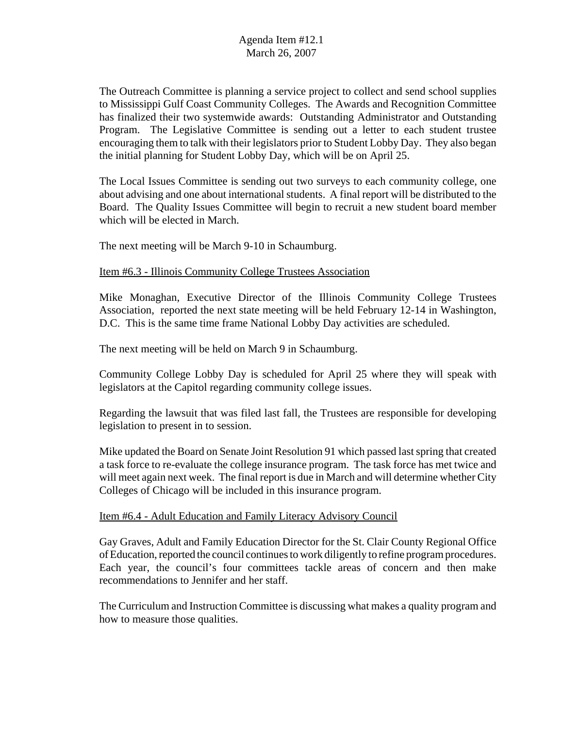The Outreach Committee is planning a service project to collect and send school supplies to Mississippi Gulf Coast Community Colleges. The Awards and Recognition Committee has finalized their two systemwide awards: Outstanding Administrator and Outstanding Program. The Legislative Committee is sending out a letter to each student trustee encouraging them to talk with their legislators prior to Student Lobby Day. They also began the initial planning for Student Lobby Day, which will be on April 25.

The Local Issues Committee is sending out two surveys to each community college, one about advising and one about international students. A final report will be distributed to the Board. The Quality Issues Committee will begin to recruit a new student board member which will be elected in March.

The next meeting will be March 9-10 in Schaumburg.

Item #6.3 - Illinois Community College Trustees Association

Mike Monaghan, Executive Director of the Illinois Community College Trustees Association, reported the next state meeting will be held February 12-14 in Washington, D.C. This is the same time frame National Lobby Day activities are scheduled.

The next meeting will be held on March 9 in Schaumburg.

Community College Lobby Day is scheduled for April 25 where they will speak with legislators at the Capitol regarding community college issues.

Regarding the lawsuit that was filed last fall, the Trustees are responsible for developing legislation to present in to session.

Mike updated the Board on Senate Joint Resolution 91 which passed last spring that created a task force to re-evaluate the college insurance program. The task force has met twice and will meet again next week. The final report is due in March and will determine whether City Colleges of Chicago will be included in this insurance program.

Item #6.4 - Adult Education and Family Literacy Advisory Council

Gay Graves, Adult and Family Education Director for the St. Clair County Regional Office of Education, reported the council continues to work diligently to refine program procedures. Each year, the council's four committees tackle areas of concern and then make recommendations to Jennifer and her staff.

The Curriculum and Instruction Committee is discussing what makes a quality program and how to measure those qualities.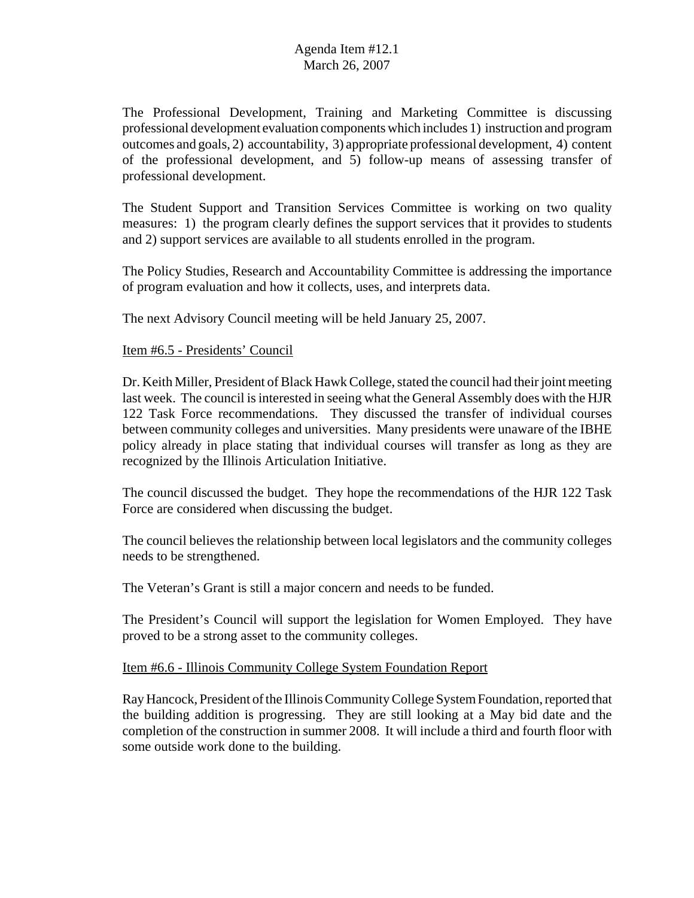The Professional Development, Training and Marketing Committee is discussing professional development evaluation components which includes 1) instruction and program outcomes and goals, 2) accountability, 3) appropriate professional development, 4) content of the professional development, and 5) follow-up means of assessing transfer of professional development.

The Student Support and Transition Services Committee is working on two quality measures: 1) the program clearly defines the support services that it provides to students and 2) support services are available to all students enrolled in the program.

The Policy Studies, Research and Accountability Committee is addressing the importance of program evaluation and how it collects, uses, and interprets data.

The next Advisory Council meeting will be held January 25, 2007.

Item #6.5 - Presidents' Council

Dr. Keith Miller, President of Black Hawk College, stated the council had their joint meeting last week. The council is interested in seeing what the General Assembly does with the HJR 122 Task Force recommendations. They discussed the transfer of individual courses between community colleges and universities. Many presidents were unaware of the IBHE policy already in place stating that individual courses will transfer as long as they are recognized by the Illinois Articulation Initiative.

The council discussed the budget. They hope the recommendations of the HJR 122 Task Force are considered when discussing the budget.

The council believes the relationship between local legislators and the community colleges needs to be strengthened.

The Veteran's Grant is still a major concern and needs to be funded.

The President's Council will support the legislation for Women Employed. They have proved to be a strong asset to the community colleges.

Item #6.6 - Illinois Community College System Foundation Report

Ray Hancock, President of the Illinois Community College System Foundation, reported that the building addition is progressing. They are still looking at a May bid date and the completion of the construction in summer 2008. It will include a third and fourth floor with some outside work done to the building.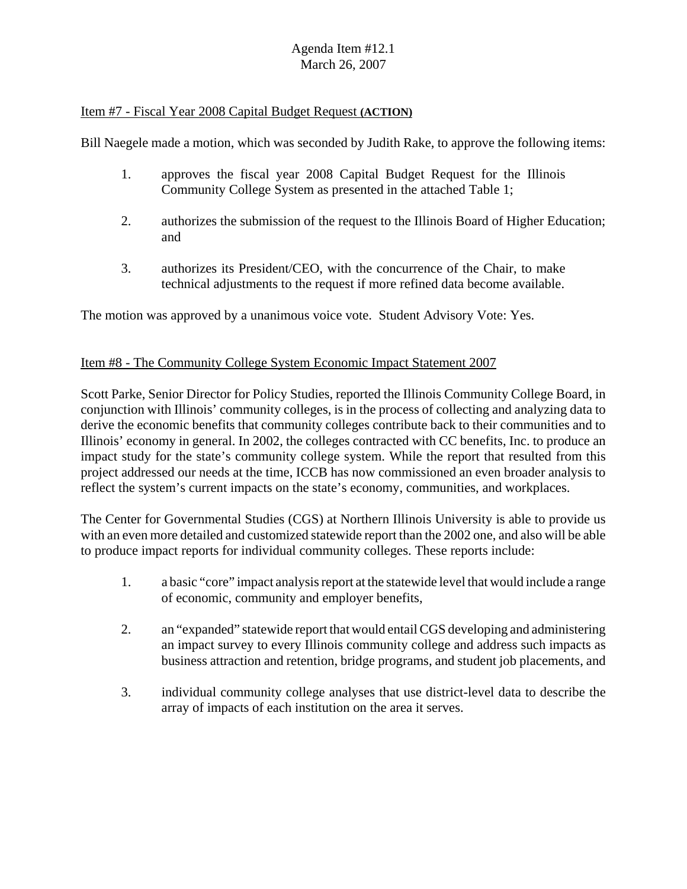Agenda Item #12.1
March 26, 2007

Item #7 - Fiscal Year 2008 Capital Budget Request **(ACTION)**

Bill Naegele made a motion, which was seconded by Judith Rake, to approve the following items:

1. approves the fiscal year 2008 Capital Budget Request for the Illinois Community College System as presented in the attached Table 1;

2. authorizes the submission of the request to the Illinois Board of Higher Education; and

3. authorizes its President/CEO, with the concurrence of the Chair, to make technical adjustments to the request if more refined data become available.

The motion was approved by a unanimous voice vote. Student Advisory Vote: Yes.

Item #8 - The Community College System Economic Impact Statement 2007

Scott Parke, Senior Director for Policy Studies, reported the Illinois Community College Board, in conjunction with Illinois' community colleges, is in the process of collecting and analyzing data to derive the economic benefits that community colleges contribute back to their communities and to Illinois' economy in general. In 2002, the colleges contracted with CC benefits, Inc. to produce an impact study for the state's community college system. While the report that resulted from this project addressed our needs at the time, ICCB has now commissioned an even broader analysis to reflect the system's current impacts on the state's economy, communities, and workplaces.

The Center for Governmental Studies (CGS) at Northern Illinois University is able to provide us with an even more detailed and customized statewide report than the 2002 one, and also will be able to produce impact reports for individual community colleges. These reports include:

1. a basic "core" impact analysis report at the statewide level that would include a range of economic, community and employer benefits,

2. an "expanded" statewide report that would entail CGS developing and administering an impact survey to every Illinois community college and address such impacts as business attraction and retention, bridge programs, and student job placements, and

3. individual community college analyses that use district-level data to describe the array of impacts of each institution on the area it serves.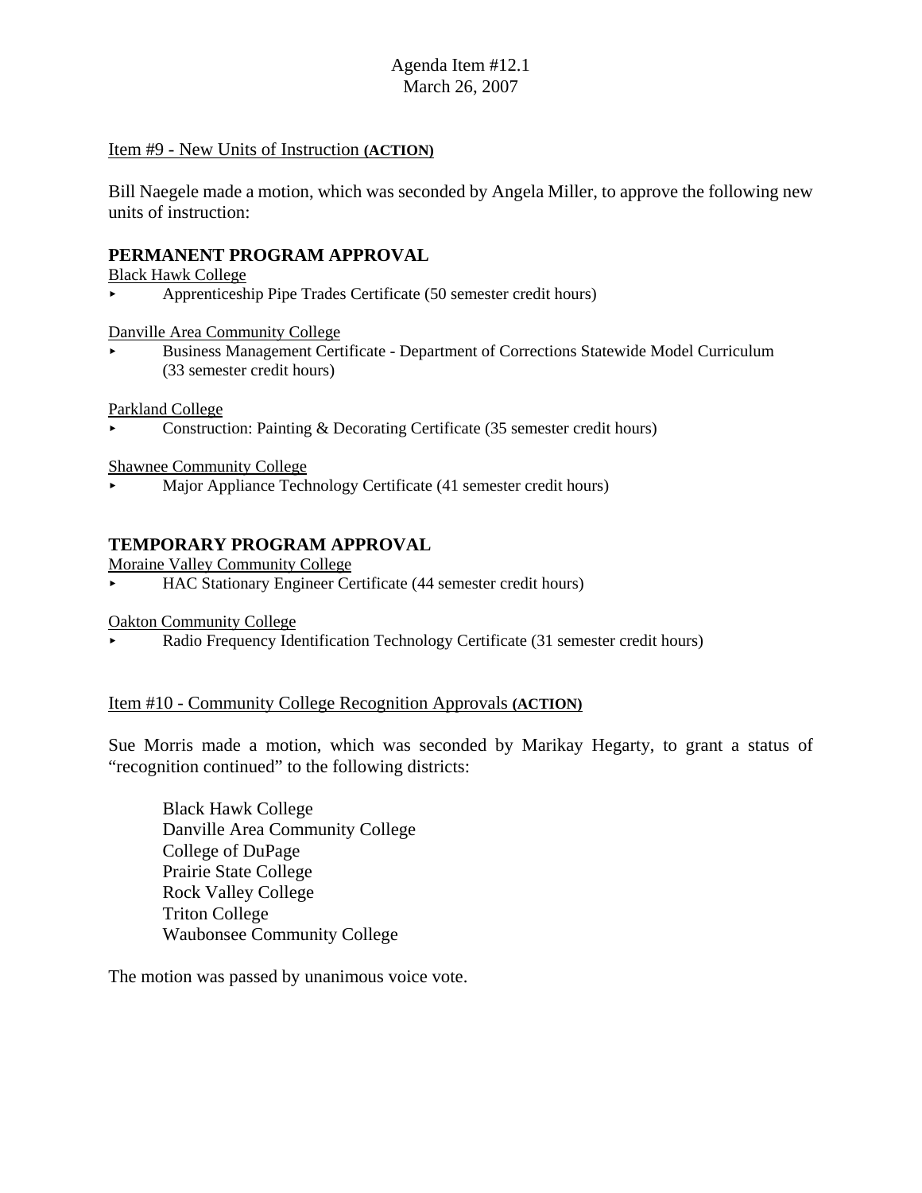Agenda Item #12.1
March 26, 2007

Item #9 - New Units of Instruction **(ACTION)**

Bill Naegele made a motion, which was seconded by Angela Miller, to approve the following new units of instruction:

**PERMANENT PROGRAM APPROVAL**

Black Hawk College

- Apprenticeship Pipe Trades Certificate (50 semester credit hours)

Danville Area Community College

- Business Management Certificate - Department of Corrections Statewide Model Curriculum (33 semester credit hours)

Parkland College

- Construction: Painting & Decorating Certificate (35 semester credit hours)

Shawnee Community College

- Major Appliance Technology Certificate (41 semester credit hours)

**TEMPORARY PROGRAM APPROVAL**

Moraine Valley Community College

- HAC Stationary Engineer Certificate (44 semester credit hours)

Oakton Community College

- Radio Frequency Identification Technology Certificate (31 semester credit hours)

Item #10 - Community College Recognition Approvals **(ACTION)**

Sue Morris made a motion, which was seconded by Marikay Hegarty, to grant a status of "recognition continued" to the following districts:

Black Hawk College
Danville Area Community College
College of DuPage
Prairie State College
Rock Valley College
Triton College
Waubonsee Community College

The motion was passed by unanimous voice vote.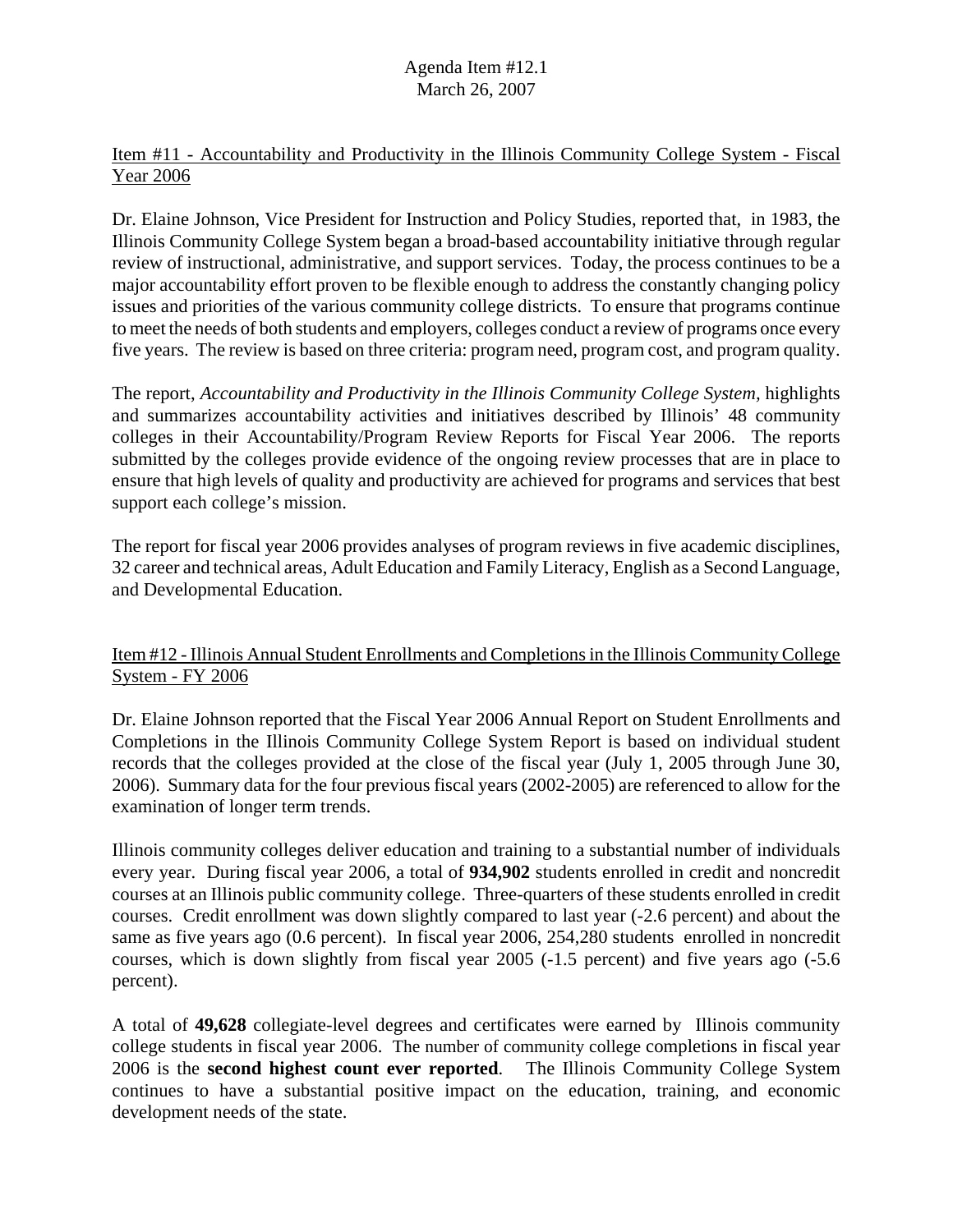Agenda Item #12.1
March 26, 2007

Item #11 - Accountability and Productivity in the Illinois Community College System - Fiscal Year 2006

Dr. Elaine Johnson, Vice President for Instruction and Policy Studies, reported that, in 1983, the Illinois Community College System began a broad-based accountability initiative through regular review of instructional, administrative, and support services. Today, the process continues to be a major accountability effort proven to be flexible enough to address the constantly changing policy issues and priorities of the various community college districts. To ensure that programs continue to meet the needs of both students and employers, colleges conduct a review of programs once every five years. The review is based on three criteria: program need, program cost, and program quality.

The report, *Accountability and Productivity in the Illinois Community College System*, highlights and summarizes accountability activities and initiatives described by Illinois' 48 community colleges in their Accountability/Program Review Reports for Fiscal Year 2006. The reports submitted by the colleges provide evidence of the ongoing review processes that are in place to ensure that high levels of quality and productivity are achieved for programs and services that best support each college's mission.

The report for fiscal year 2006 provides analyses of program reviews in five academic disciplines, 32 career and technical areas, Adult Education and Family Literacy, English as a Second Language, and Developmental Education.

Item #12 - Illinois Annual Student Enrollments and Completions in the Illinois Community College System - FY 2006

Dr. Elaine Johnson reported that the Fiscal Year 2006 Annual Report on Student Enrollments and Completions in the Illinois Community College System Report is based on individual student records that the colleges provided at the close of the fiscal year (July 1, 2005 through June 30, 2006). Summary data for the four previous fiscal years (2002-2005) are referenced to allow for the examination of longer term trends.

Illinois community colleges deliver education and training to a substantial number of individuals every year. During fiscal year 2006, a total of **934,902** students enrolled in credit and noncredit courses at an Illinois public community college. Three-quarters of these students enrolled in credit courses. Credit enrollment was down slightly compared to last year (-2.6 percent) and about the same as five years ago (0.6 percent). In fiscal year 2006, 254,280 students enrolled in noncredit courses, which is down slightly from fiscal year 2005 (-1.5 percent) and five years ago (-5.6 percent).

A total of **49,628** collegiate-level degrees and certificates were earned by Illinois community college students in fiscal year 2006. The number of community college completions in fiscal year 2006 is the **second highest count ever reported**. The Illinois Community College System continues to have a substantial positive impact on the education, training, and economic development needs of the state.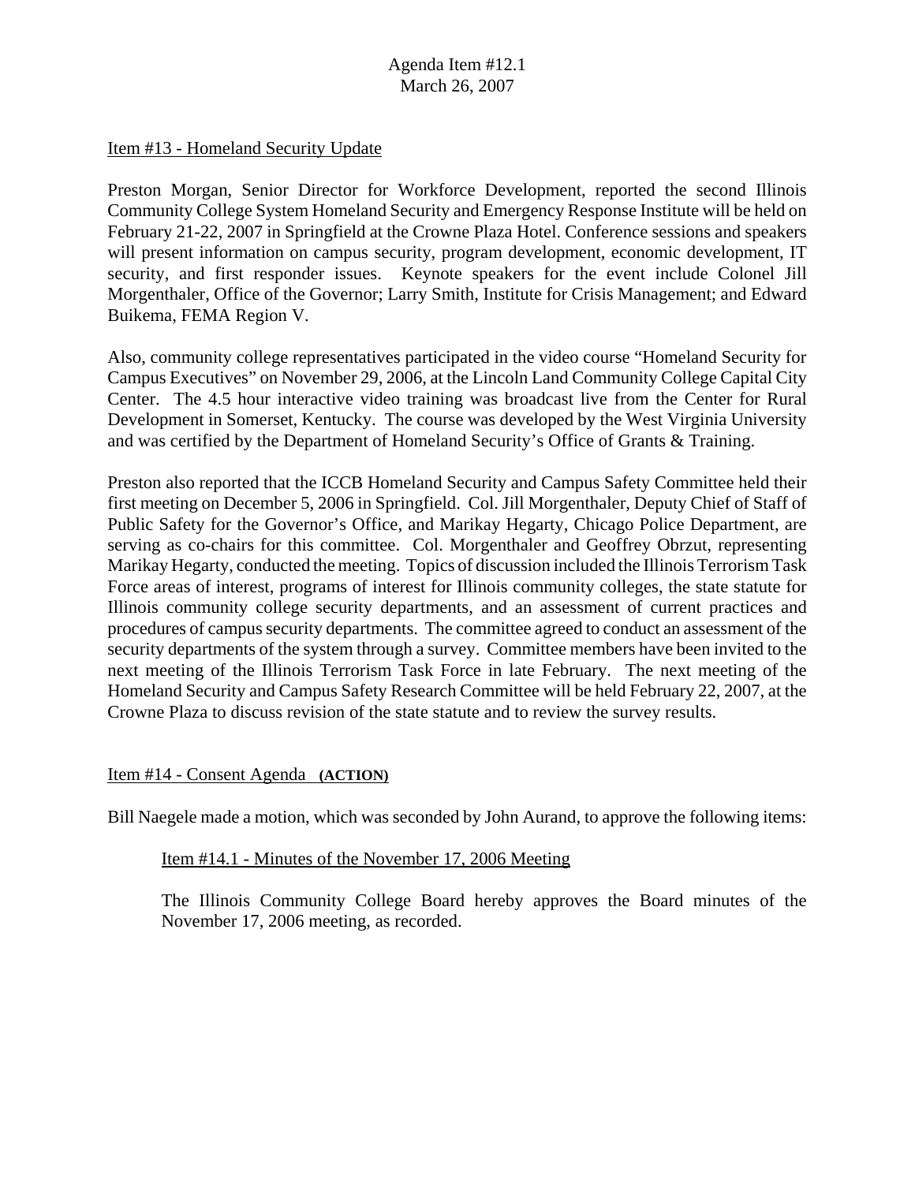Item #13 - Homeland Security Update

Preston Morgan, Senior Director for Workforce Development, reported the second Illinois Community College System Homeland Security and Emergency Response Institute will be held on February 21-22, 2007 in Springfield at the Crowne Plaza Hotel. Conference sessions and speakers will present information on campus security, program development, economic development, IT security, and first responder issues. Keynote speakers for the event include Colonel Jill Morgenthaler, Office of the Governor; Larry Smith, Institute for Crisis Management; and Edward Buikema, FEMA Region V.

Also, community college representatives participated in the video course "Homeland Security for Campus Executives" on November 29, 2006, at the Lincoln Land Community College Capital City Center. The 4.5 hour interactive video training was broadcast live from the Center for Rural Development in Somerset, Kentucky. The course was developed by the West Virginia University and was certified by the Department of Homeland Security's Office of Grants & Training.

Preston also reported that the ICCB Homeland Security and Campus Safety Committee held their first meeting on December 5, 2006 in Springfield. Col. Jill Morgenthaler, Deputy Chief of Staff of Public Safety for the Governor's Office, and Marikay Hegarty, Chicago Police Department, are serving as co-chairs for this committee. Col. Morgenthaler and Geoffrey Obrzut, representing Marikay Hegarty, conducted the meeting. Topics of discussion included the Illinois Terrorism Task Force areas of interest, programs of interest for Illinois community colleges, the state statute for Illinois community college security departments, and an assessment of current practices and procedures of campus security departments. The committee agreed to conduct an assessment of the security departments of the system through a survey. Committee members have been invited to the next meeting of the Illinois Terrorism Task Force in late February. The next meeting of the Homeland Security and Campus Safety Research Committee will be held February 22, 2007, at the Crowne Plaza to discuss revision of the state statute and to review the survey results.

Item #14 - Consent Agenda **(ACTION)**

Bill Naegele made a motion, which was seconded by John Aurand, to approve the following items:

Item #14.1 - Minutes of the November 17, 2006 Meeting

The Illinois Community College Board hereby approves the Board minutes of the November 17, 2006 meeting, as recorded.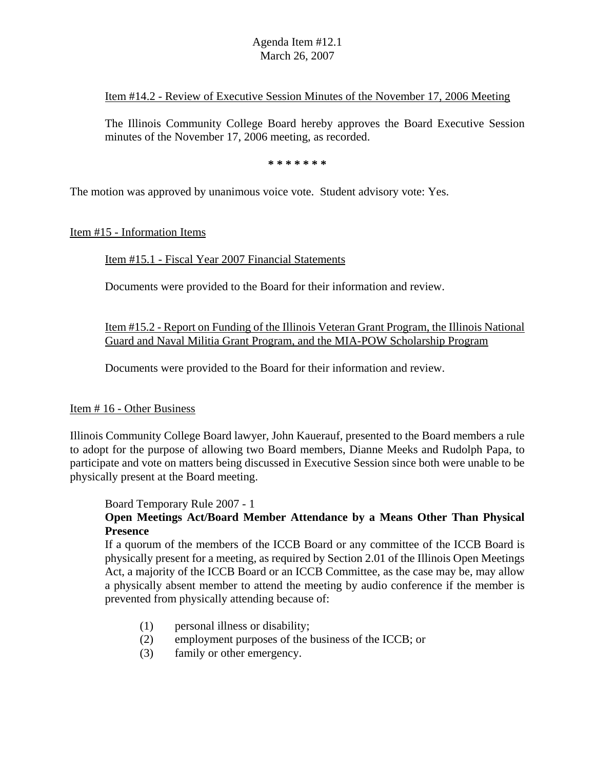Item #14.2 - Review of Executive Session Minutes of the November 17, 2006 Meeting

The Illinois Community College Board hereby approves the Board Executive Session minutes of the November 17, 2006 meeting, as recorded.

\* \* \* \* \* \* \*

The motion was approved by unanimous voice vote. Student advisory vote: Yes.

Item #15 - Information Items

Item #15.1 - Fiscal Year 2007 Financial Statements

Documents were provided to the Board for their information and review.

Item #15.2 - Report on Funding of the Illinois Veteran Grant Program, the Illinois National Guard and Naval Militia Grant Program, and the MIA-POW Scholarship Program

Documents were provided to the Board for their information and review.

Item # 16 - Other Business

Illinois Community College Board lawyer, John Kauerauf, presented to the Board members a rule to adopt for the purpose of allowing two Board members, Dianne Meeks and Rudolph Papa, to participate and vote on matters being discussed in Executive Session since both were unable to be physically present at the Board meeting.

Board Temporary Rule 2007 - 1

**Open Meetings Act/Board Member Attendance by a Means Other Than Physical Presence**

If a quorum of the members of the ICCB Board or any committee of the ICCB Board is physically present for a meeting, as required by Section 2.01 of the Illinois Open Meetings Act, a majority of the ICCB Board or an ICCB Committee, as the case may be, may allow a physically absent member to attend the meeting by audio conference if the member is prevented from physically attending because of:

(1) personal illness or disability;
(2) employment purposes of the business of the ICCB; or
(3) family or other emergency.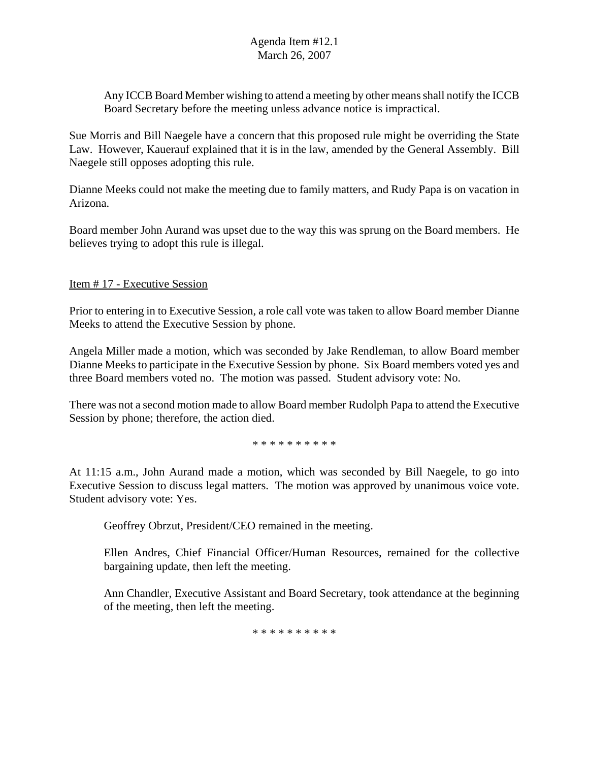Any ICCB Board Member wishing to attend a meeting by other means shall notify the ICCB Board Secretary before the meeting unless advance notice is impractical.

Sue Morris and Bill Naegele have a concern that this proposed rule might be overriding the State Law. However, Kauerauf explained that it is in the law, amended by the General Assembly. Bill Naegele still opposes adopting this rule.

Dianne Meeks could not make the meeting due to family matters, and Rudy Papa is on vacation in Arizona.

Board member John Aurand was upset due to the way this was sprung on the Board members. He believes trying to adopt this rule is illegal.

<u>Item # 17 - Executive Session</u>

Prior to entering in to Executive Session, a role call vote was taken to allow Board member Dianne Meeks to attend the Executive Session by phone.

Angela Miller made a motion, which was seconded by Jake Rendleman, to allow Board member Dianne Meeks to participate in the Executive Session by phone. Six Board members voted yes and three Board members voted no. The motion was passed. Student advisory vote: No.

There was not a second motion made to allow Board member Rudolph Papa to attend the Executive Session by phone; therefore, the action died.

* * * * * * * * * *

At 11:15 a.m., John Aurand made a motion, which was seconded by Bill Naegele, to go into Executive Session to discuss legal matters. The motion was approved by unanimous voice vote. Student advisory vote: Yes.

Geoffrey Obrzut, President/CEO remained in the meeting.

Ellen Andres, Chief Financial Officer/Human Resources, remained for the collective bargaining update, then left the meeting.

Ann Chandler, Executive Assistant and Board Secretary, took attendance at the beginning of the meeting, then left the meeting.

* * * * * * * * * *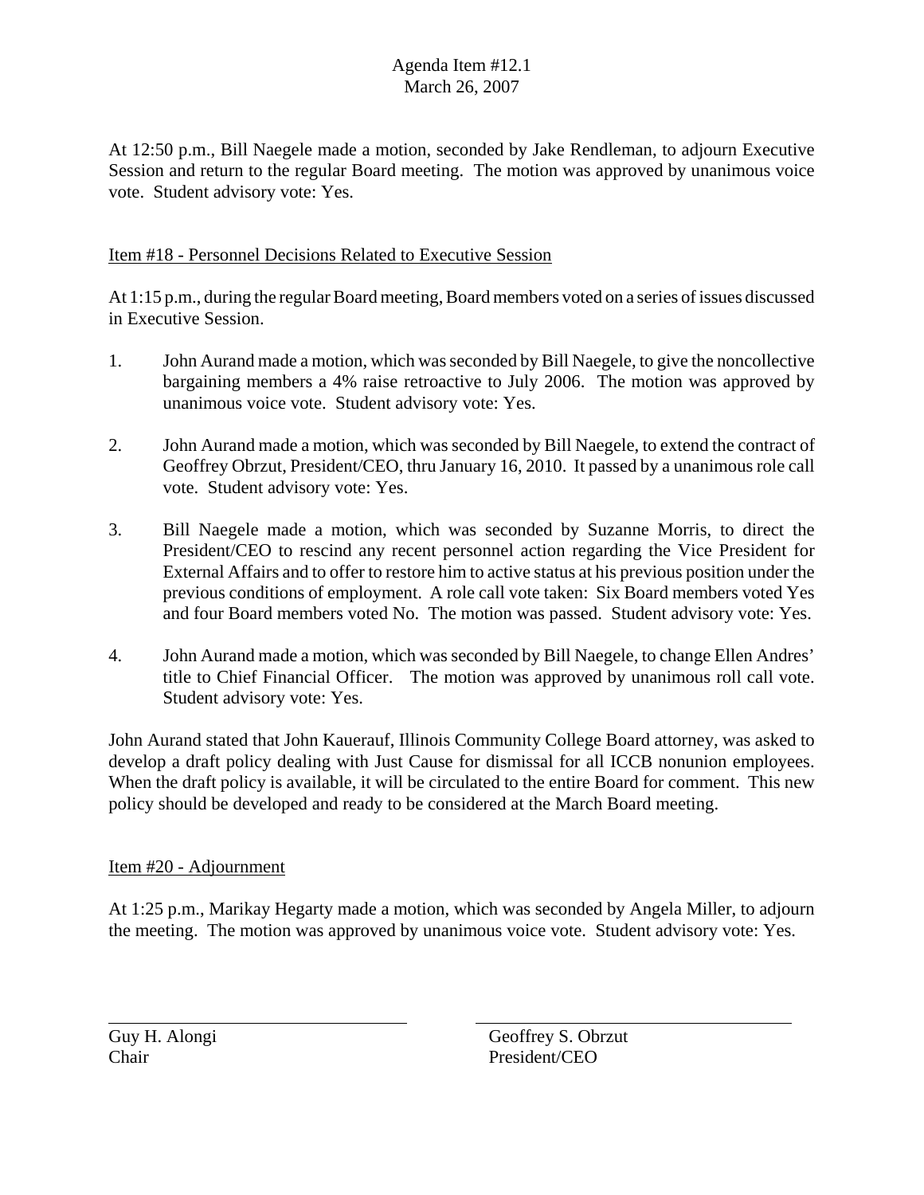Agenda Item #12.1
March 26, 2007

At 12:50 p.m., Bill Naegele made a motion, seconded by Jake Rendleman, to adjourn Executive Session and return to the regular Board meeting. The motion was approved by unanimous voice vote. Student advisory vote: Yes.

Item #18 - Personnel Decisions Related to Executive Session

At 1:15 p.m., during the regular Board meeting, Board members voted on a series of issues discussed in Executive Session.

1. John Aurand made a motion, which was seconded by Bill Naegele, to give the noncollective bargaining members a 4% raise retroactive to July 2006. The motion was approved by unanimous voice vote. Student advisory vote: Yes.

2. John Aurand made a motion, which was seconded by Bill Naegele, to extend the contract of Geoffrey Obrzut, President/CEO, thru January 16, 2010. It passed by a unanimous role call vote. Student advisory vote: Yes.

3. Bill Naegele made a motion, which was seconded by Suzanne Morris, to direct the President/CEO to rescind any recent personnel action regarding the Vice President for External Affairs and to offer to restore him to active status at his previous position under the previous conditions of employment. A role call vote taken: Six Board members voted Yes and four Board members voted No. The motion was passed. Student advisory vote: Yes.

4. John Aurand made a motion, which was seconded by Bill Naegele, to change Ellen Andres' title to Chief Financial Officer. The motion was approved by unanimous roll call vote. Student advisory vote: Yes.

John Aurand stated that John Kauerauf, Illinois Community College Board attorney, was asked to develop a draft policy dealing with Just Cause for dismissal for all ICCB nonunion employees. When the draft policy is available, it will be circulated to the entire Board for comment. This new policy should be developed and ready to be considered at the March Board meeting.

Item #20 - Adjournment

At 1:25 p.m., Marikay Hegarty made a motion, which was seconded by Angela Miller, to adjourn the meeting. The motion was approved by unanimous voice vote. Student advisory vote: Yes.

| Guy H. Alongi<br>Chair | Geoffrey S. Obrzut<br>President/CEO |
|---|---|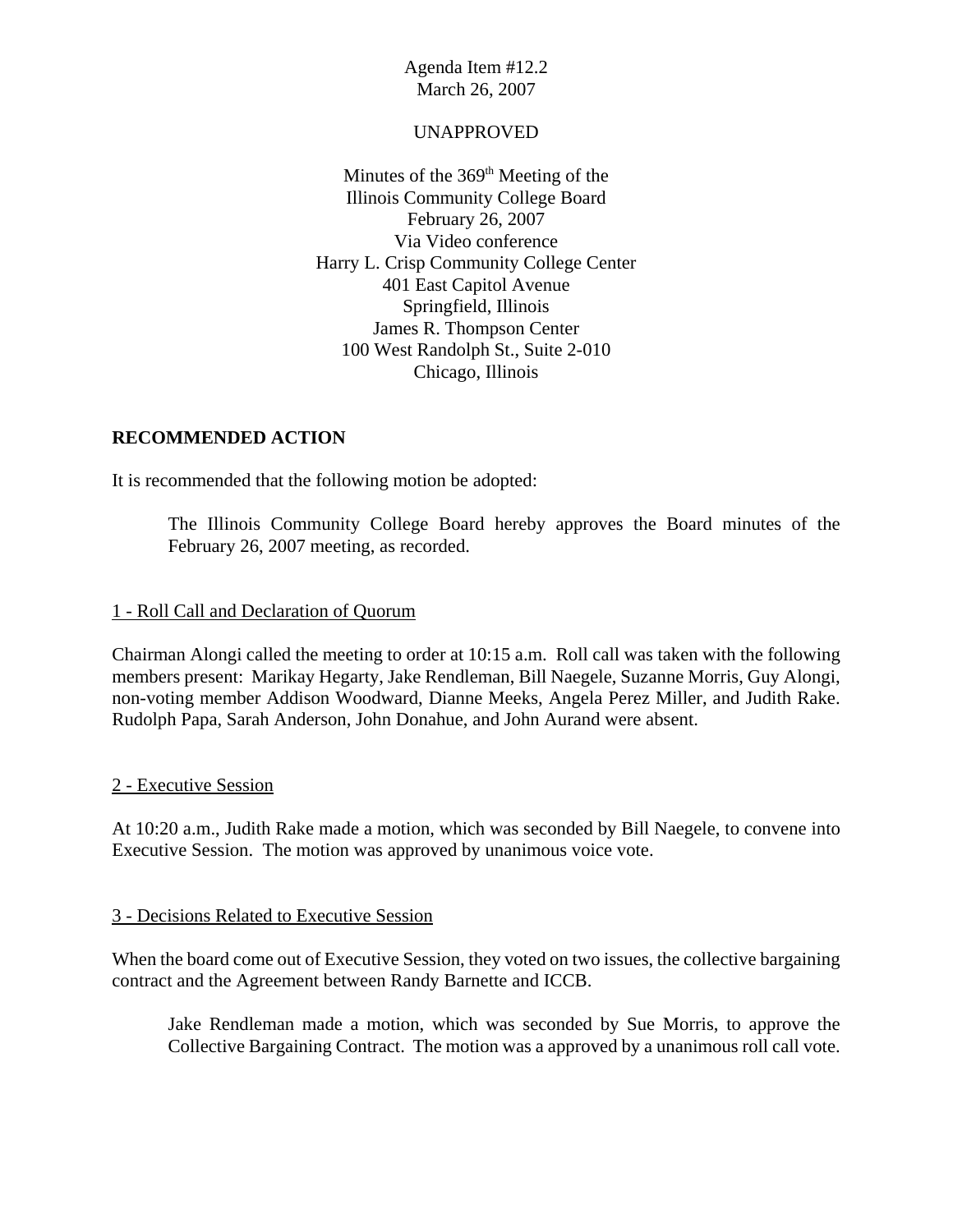Agenda Item #12.2
March 26, 2007

UNAPPROVED

Minutes of the 369th Meeting of the
Illinois Community College Board
February 26, 2007
Via Video conference
Harry L. Crisp Community College Center
401 East Capitol Avenue
Springfield, Illinois
James R. Thompson Center
100 West Randolph St., Suite 2-010
Chicago, Illinois

**RECOMMENDED ACTION**

It is recommended that the following motion be adopted:

> The Illinois Community College Board hereby approves the Board minutes of the February 26, 2007 meeting, as recorded.

1 - Roll Call and Declaration of Quorum

Chairman Alongi called the meeting to order at 10:15 a.m. Roll call was taken with the following members present: Marikay Hegarty, Jake Rendleman, Bill Naegele, Suzanne Morris, Guy Alongi, non-voting member Addison Woodward, Dianne Meeks, Angela Perez Miller, and Judith Rake. Rudolph Papa, Sarah Anderson, John Donahue, and John Aurand were absent.

2 - Executive Session

At 10:20 a.m., Judith Rake made a motion, which was seconded by Bill Naegele, to convene into Executive Session. The motion was approved by unanimous voice vote.

3 - Decisions Related to Executive Session

When the board come out of Executive Session, they voted on two issues, the collective bargaining contract and the Agreement between Randy Barnette and ICCB.

> Jake Rendleman made a motion, which was seconded by Sue Morris, to approve the Collective Bargaining Contract. The motion was a approved by a unanimous roll call vote.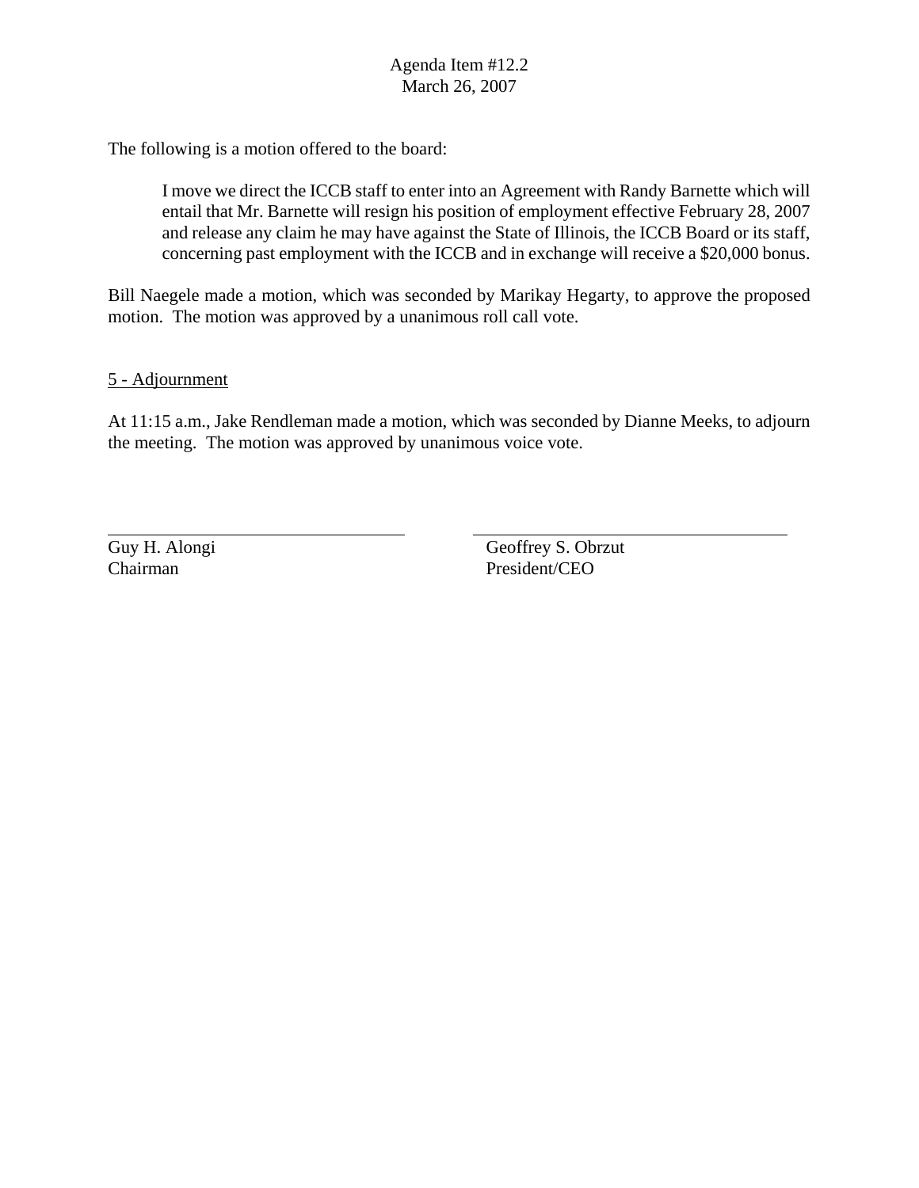Agenda Item #12.2
March 26, 2007

The following is a motion offered to the board:

> I move we direct the ICCB staff to enter into an Agreement with Randy Barnette which will entail that Mr. Barnette will resign his position of employment effective February 28, 2007 and release any claim he may have against the State of Illinois, the ICCB Board or its staff, concerning past employment with the ICCB and in exchange will receive a $20,000 bonus.

Bill Naegele made a motion, which was seconded by Marikay Hegarty, to approve the proposed motion. The motion was approved by a unanimous roll call vote.

5 - Adjournment

At 11:15 a.m., Jake Rendleman made a motion, which was seconded by Dianne Meeks, to adjourn the meeting. The motion was approved by unanimous voice vote.

| Guy H. Alongi<br>Chairman | Geoffrey S. Obrzut<br>President/CEO |
|---|---|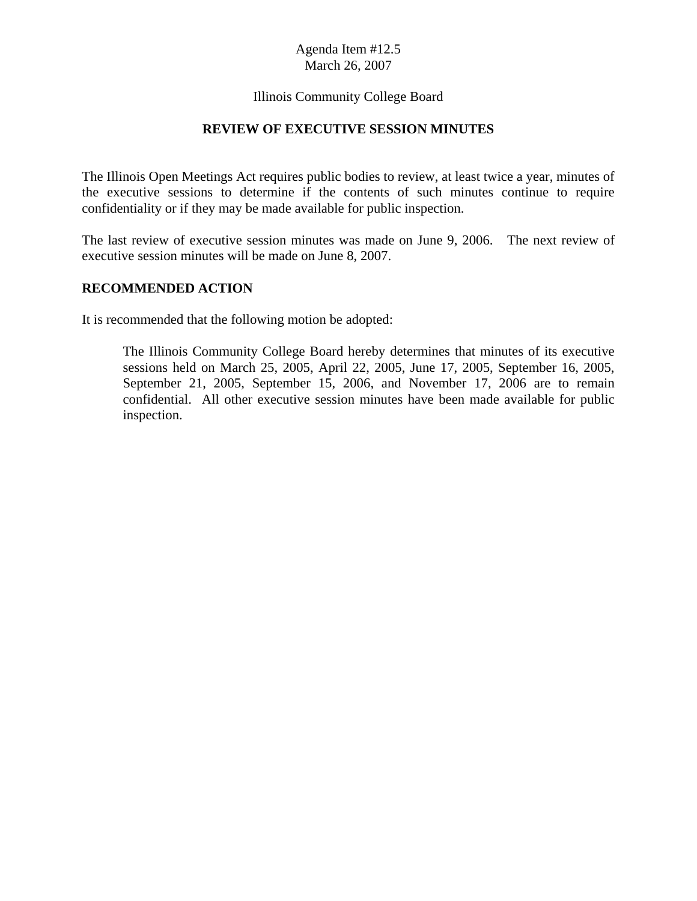Agenda Item #12.5
March 26, 2007

Illinois Community College Board

## REVIEW OF EXECUTIVE SESSION MINUTES

The Illinois Open Meetings Act requires public bodies to review, at least twice a year, minutes of the executive sessions to determine if the contents of such minutes continue to require confidentiality or if they may be made available for public inspection.

The last review of executive session minutes was made on June 9, 2006. The next review of executive session minutes will be made on June 8, 2007.

### RECOMMENDED ACTION

It is recommended that the following motion be adopted:

> The Illinois Community College Board hereby determines that minutes of its executive sessions held on March 25, 2005, April 22, 2005, June 17, 2005, September 16, 2005, September 21, 2005, September 15, 2006, and November 17, 2006 are to remain confidential. All other executive session minutes have been made available for public inspection.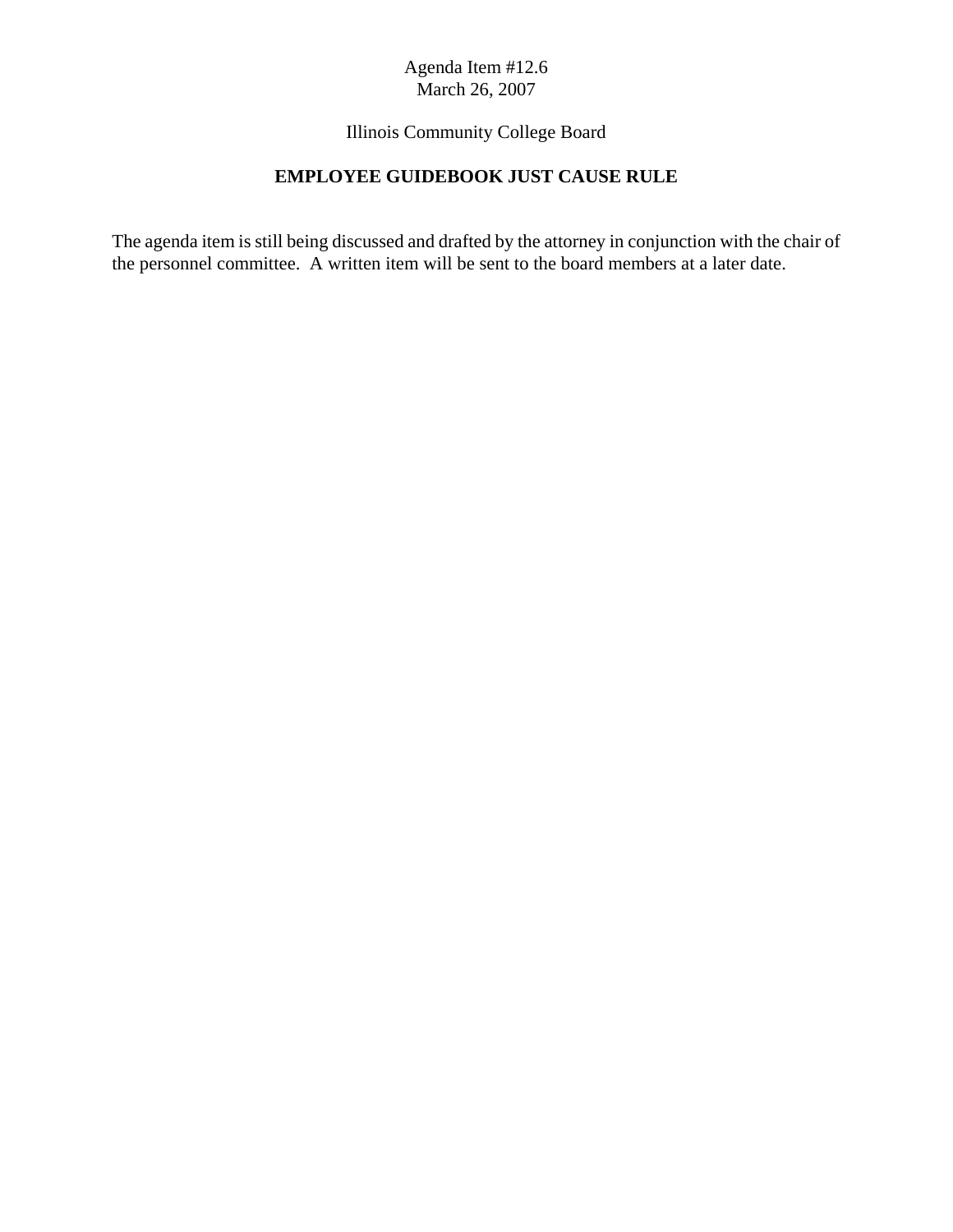Agenda Item #12.6
March 26, 2007

Illinois Community College Board

**EMPLOYEE GUIDEBOOK JUST CAUSE RULE**

The agenda item is still being discussed and drafted by the attorney in conjunction with the chair of the personnel committee. A written item will be sent to the board members at a later date.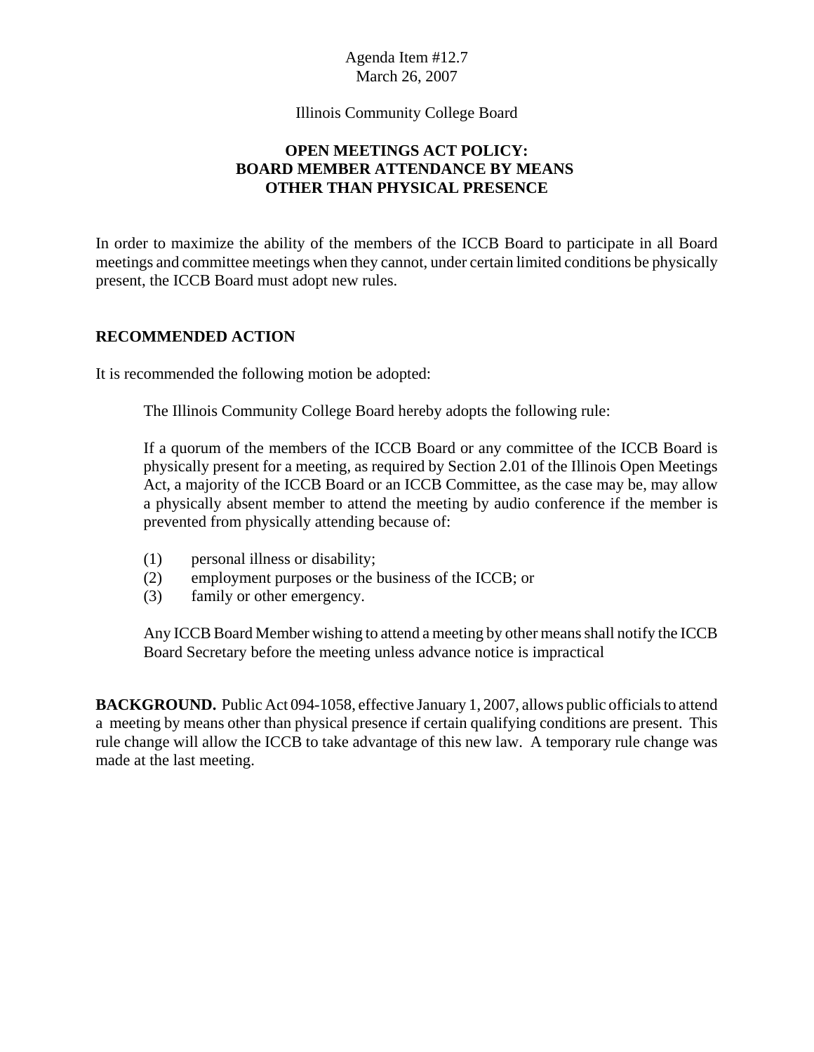Agenda Item #12.7
March 26, 2007

Illinois Community College Board

**OPEN MEETINGS ACT POLICY:**
**BOARD MEMBER ATTENDANCE BY MEANS**
**OTHER THAN PHYSICAL PRESENCE**

In order to maximize the ability of the members of the ICCB Board to participate in all Board meetings and committee meetings when they cannot, under certain limited conditions be physically present, the ICCB Board must adopt new rules.

## RECOMMENDED ACTION

It is recommended the following motion be adopted:

> The Illinois Community College Board hereby adopts the following rule:
>
> If a quorum of the members of the ICCB Board or any committee of the ICCB Board is physically present for a meeting, as required by Section 2.01 of the Illinois Open Meetings Act, a majority of the ICCB Board or an ICCB Committee, as the case may be, may allow a physically absent member to attend the meeting by audio conference if the member is prevented from physically attending because of:
>
> (1) personal illness or disability;
> (2) employment purposes or the business of the ICCB; or
> (3) family or other emergency.
>
> Any ICCB Board Member wishing to attend a meeting by other means shall notify the ICCB Board Secretary before the meeting unless advance notice is impractical

**BACKGROUND.** Public Act 094-1058, effective January 1, 2007, allows public officials to attend a meeting by means other than physical presence if certain qualifying conditions are present. This rule change will allow the ICCB to take advantage of this new law. A temporary rule change was made at the last meeting.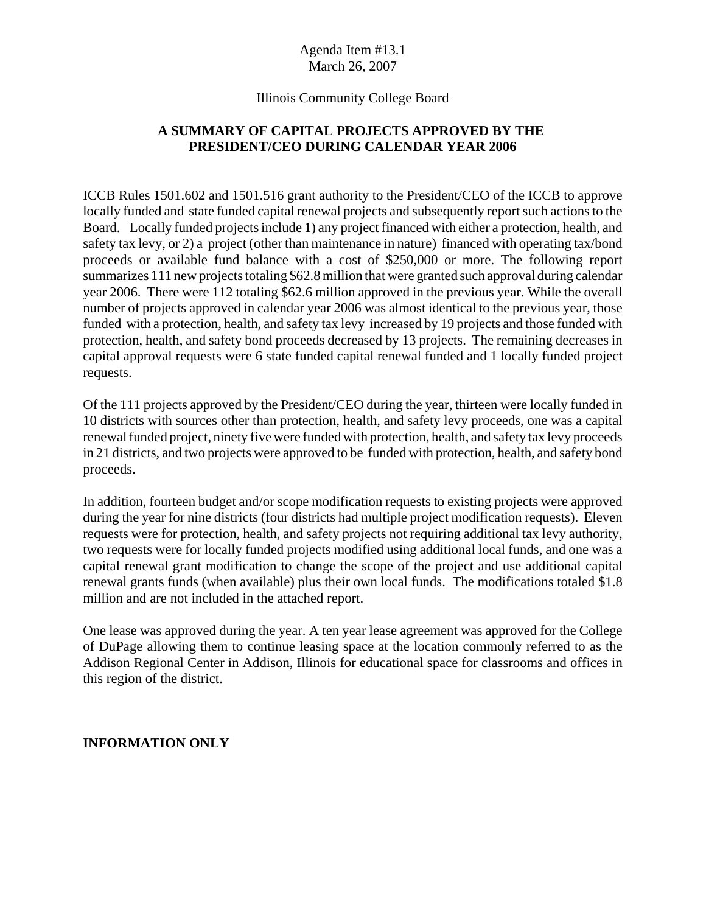Agenda Item #13.1
March 26, 2007

Illinois Community College Board

## A SUMMARY OF CAPITAL PROJECTS APPROVED BY THE PRESIDENT/CEO DURING CALENDAR YEAR 2006

ICCB Rules 1501.602 and 1501.516 grant authority to the President/CEO of the ICCB to approve locally funded and state funded capital renewal projects and subsequently report such actions to the Board. Locally funded projects include 1) any project financed with either a protection, health, and safety tax levy, or 2) a project (other than maintenance in nature) financed with operating tax/bond proceeds or available fund balance with a cost of $250,000 or more. The following report summarizes 111 new projects totaling $62.8 million that were granted such approval during calendar year 2006. There were 112 totaling $62.6 million approved in the previous year. While the overall number of projects approved in calendar year 2006 was almost identical to the previous year, those funded with a protection, health, and safety tax levy increased by 19 projects and those funded with protection, health, and safety bond proceeds decreased by 13 projects. The remaining decreases in capital approval requests were 6 state funded capital renewal funded and 1 locally funded project requests.

Of the 111 projects approved by the President/CEO during the year, thirteen were locally funded in 10 districts with sources other than protection, health, and safety levy proceeds, one was a capital renewal funded project, ninety five were funded with protection, health, and safety tax levy proceeds in 21 districts, and two projects were approved to be funded with protection, health, and safety bond proceeds.

In addition, fourteen budget and/or scope modification requests to existing projects were approved during the year for nine districts (four districts had multiple project modification requests). Eleven requests were for protection, health, and safety projects not requiring additional tax levy authority, two requests were for locally funded projects modified using additional local funds, and one was a capital renewal grant modification to change the scope of the project and use additional capital renewal grants funds (when available) plus their own local funds. The modifications totaled $1.8 million and are not included in the attached report.

One lease was approved during the year. A ten year lease agreement was approved for the College of DuPage allowing them to continue leasing space at the location commonly referred to as the Addison Regional Center in Addison, Illinois for educational space for classrooms and offices in this region of the district.

**INFORMATION ONLY**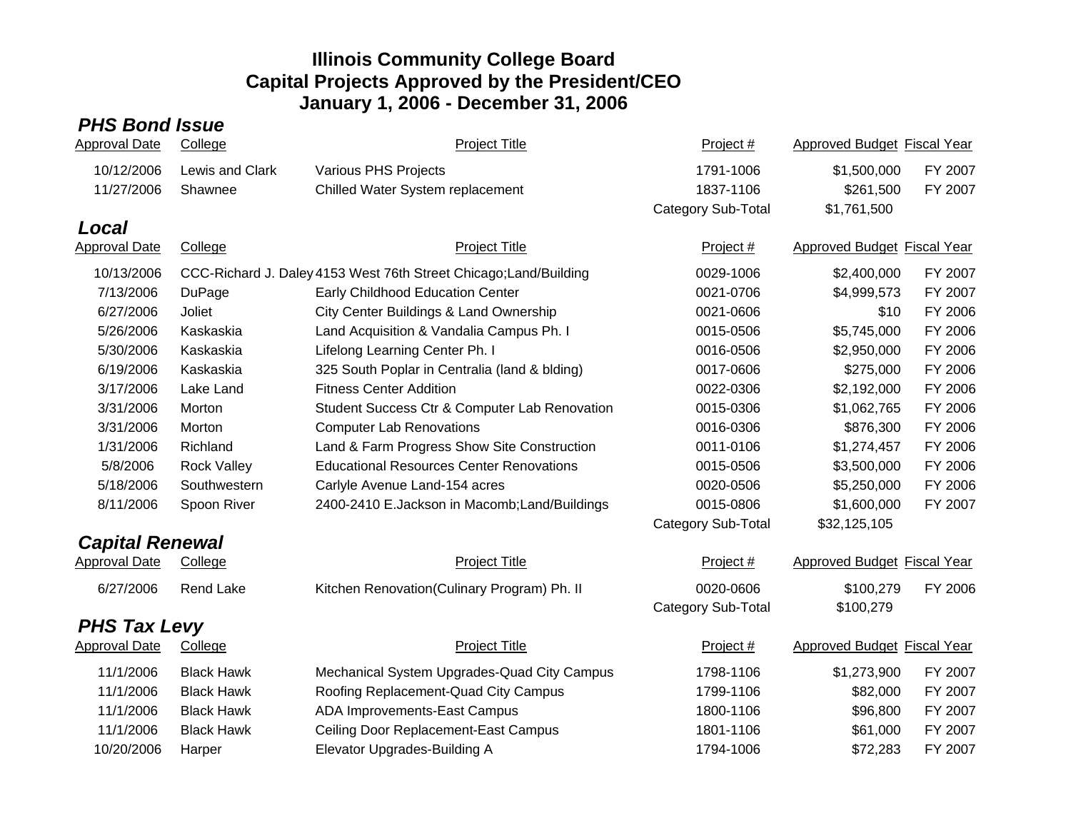# Illinois Community College Board
# Capital Projects Approved by the President/CEO
# January 1, 2006 - December 31, 2006

## *PHS Bond Issue*

| Approval Date | College | Project Title | Project # | Approved Budget | Fiscal Year |
|---|---|---|---|---|---|
| 10/12/2006 | Lewis and Clark | Various PHS Projects | 1791-1006 | $1,500,000 | FY 2007 |
| 11/27/2006 | Shawnee | Chilled Water System replacement | 1837-1106 | $261,500 | FY 2007 |
| | | | Category Sub-Total | $1,761,500 | |

## *Local*

| Approval Date | College | Project Title | Project # | Approved Budget | Fiscal Year |
|---|---|---|---|---|---|
| 10/13/2006 | CCC-Richard J. Daley | 4153 West 76th Street Chicago;Land/Building | 0029-1006 | $2,400,000 | FY 2007 |
| 7/13/2006 | DuPage | Early Childhood Education Center | 0021-0706 | $4,999,573 | FY 2007 |
| 6/27/2006 | Joliet | City Center Buildings & Land Ownership | 0021-0606 | $10 | FY 2006 |
| 5/26/2006 | Kaskaskia | Land Acquisition & Vandalia Campus Ph. I | 0015-0506 | $5,745,000 | FY 2006 |
| 5/30/2006 | Kaskaskia | Lifelong Learning Center Ph. I | 0016-0506 | $2,950,000 | FY 2006 |
| 6/19/2006 | Kaskaskia | 325 South Poplar in Centralia (land & blding) | 0017-0606 | $275,000 | FY 2006 |
| 3/17/2006 | Lake Land | Fitness Center Addition | 0022-0306 | $2,192,000 | FY 2006 |
| 3/31/2006 | Morton | Student Success Ctr & Computer Lab Renovation | 0015-0306 | $1,062,765 | FY 2006 |
| 3/31/2006 | Morton | Computer Lab Renovations | 0016-0306 | $876,300 | FY 2006 |
| 1/31/2006 | Richland | Land & Farm Progress Show Site Construction | 0011-0106 | $1,274,457 | FY 2006 |
| 5/8/2006 | Rock Valley | Educational Resources Center Renovations | 0015-0506 | $3,500,000 | FY 2006 |
| 5/18/2006 | Southwestern | Carlyle Avenue Land-154 acres | 0020-0506 | $5,250,000 | FY 2006 |
| 8/11/2006 | Spoon River | 2400-2410 E.Jackson in Macomb;Land/Buildings | 0015-0806 | $1,600,000 | FY 2007 |
| | | | Category Sub-Total | $32,125,105 | |

## *Capital Renewal*

| Approval Date | College | Project Title | Project # | Approved Budget | Fiscal Year |
|---|---|---|---|---|---|
| 6/27/2006 | Rend Lake | Kitchen Renovation(Culinary Program) Ph. II | 0020-0606 | $100,279 | FY 2006 |
| | | | Category Sub-Total | $100,279 | |

## *PHS Tax Levy*

| Approval Date | College | Project Title | Project # | Approved Budget | Fiscal Year |
|---|---|---|---|---|---|
| 11/1/2006 | Black Hawk | Mechanical System Upgrades-Quad City Campus | 1798-1106 | $1,273,900 | FY 2007 |
| 11/1/2006 | Black Hawk | Roofing Replacement-Quad City Campus | 1799-1106 | $82,000 | FY 2007 |
| 11/1/2006 | Black Hawk | ADA Improvements-East Campus | 1800-1106 | $96,800 | FY 2007 |
| 11/1/2006 | Black Hawk | Ceiling Door Replacement-East Campus | 1801-1106 | $61,000 | FY 2007 |
| 10/20/2006 | Harper | Elevator Upgrades-Building A | 1794-1006 | $72,283 | FY 2007 |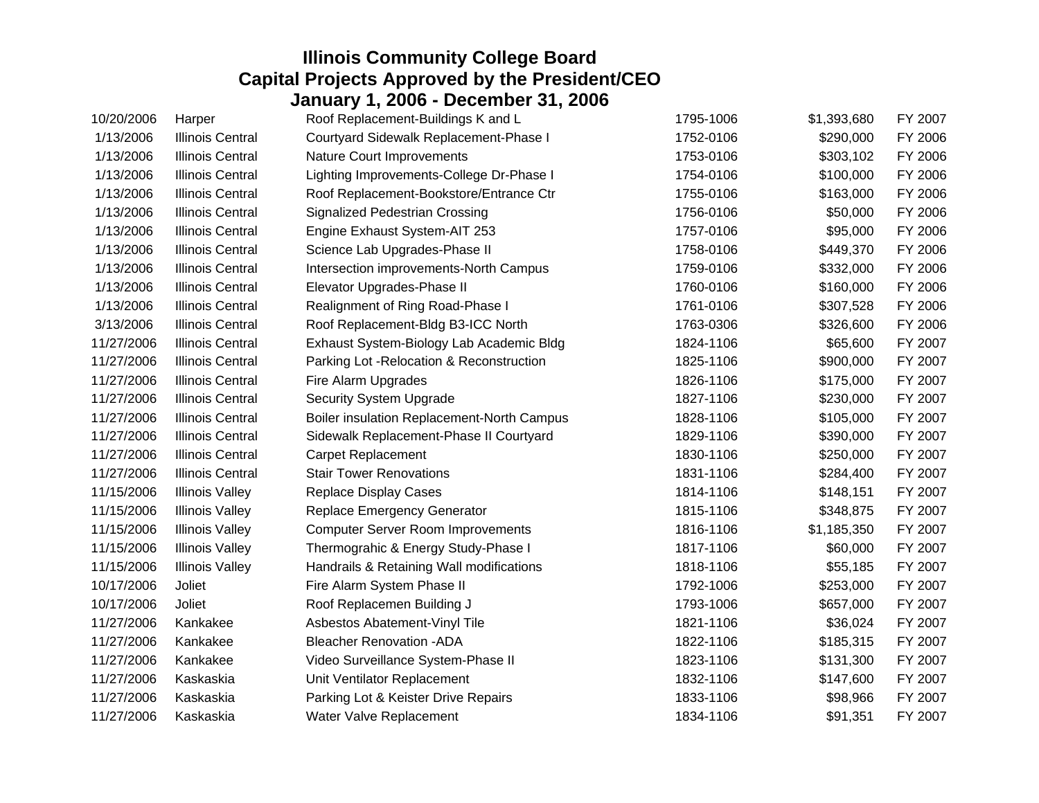# Illinois Community College Board
## Capital Projects Approved by the President/CEO
## January 1, 2006 - December 31, 2006

| | | | | | |
|---|---|---|---|---|---|
| 10/20/2006 | Harper | Roof Replacement-Buildings K and L | 1795-1006 | $1,393,680 | FY 2007 |
| 1/13/2006 | Illinois Central | Courtyard Sidewalk Replacement-Phase I | 1752-0106 | $290,000 | FY 2006 |
| 1/13/2006 | Illinois Central | Nature Court Improvements | 1753-0106 | $303,102 | FY 2006 |
| 1/13/2006 | Illinois Central | Lighting Improvements-College Dr-Phase I | 1754-0106 | $100,000 | FY 2006 |
| 1/13/2006 | Illinois Central | Roof Replacement-Bookstore/Entrance Ctr | 1755-0106 | $163,000 | FY 2006 |
| 1/13/2006 | Illinois Central | Signalized Pedestrian Crossing | 1756-0106 | $50,000 | FY 2006 |
| 1/13/2006 | Illinois Central | Engine Exhaust System-AIT 253 | 1757-0106 | $95,000 | FY 2006 |
| 1/13/2006 | Illinois Central | Science Lab Upgrades-Phase II | 1758-0106 | $449,370 | FY 2006 |
| 1/13/2006 | Illinois Central | Intersection improvements-North Campus | 1759-0106 | $332,000 | FY 2006 |
| 1/13/2006 | Illinois Central | Elevator Upgrades-Phase II | 1760-0106 | $160,000 | FY 2006 |
| 1/13/2006 | Illinois Central | Realignment of Ring Road-Phase I | 1761-0106 | $307,528 | FY 2006 |
| 3/13/2006 | Illinois Central | Roof Replacement-Bldg B3-ICC North | 1763-0306 | $326,600 | FY 2006 |
| 11/27/2006 | Illinois Central | Exhaust System-Biology Lab Academic Bldg | 1824-1106 | $65,600 | FY 2007 |
| 11/27/2006 | Illinois Central | Parking Lot -Relocation & Reconstruction | 1825-1106 | $900,000 | FY 2007 |
| 11/27/2006 | Illinois Central | Fire Alarm Upgrades | 1826-1106 | $175,000 | FY 2007 |
| 11/27/2006 | Illinois Central | Security System Upgrade | 1827-1106 | $230,000 | FY 2007 |
| 11/27/2006 | Illinois Central | Boiler insulation Replacement-North Campus | 1828-1106 | $105,000 | FY 2007 |
| 11/27/2006 | Illinois Central | Sidewalk Replacement-Phase II Courtyard | 1829-1106 | $390,000 | FY 2007 |
| 11/27/2006 | Illinois Central | Carpet Replacement | 1830-1106 | $250,000 | FY 2007 |
| 11/27/2006 | Illinois Central | Stair Tower Renovations | 1831-1106 | $284,400 | FY 2007 |
| 11/15/2006 | Illinois Valley | Replace Display Cases | 1814-1106 | $148,151 | FY 2007 |
| 11/15/2006 | Illinois Valley | Replace Emergency Generator | 1815-1106 | $348,875 | FY 2007 |
| 11/15/2006 | Illinois Valley | Computer Server Room Improvements | 1816-1106 | $1,185,350 | FY 2007 |
| 11/15/2006 | Illinois Valley | Thermograhic & Energy Study-Phase I | 1817-1106 | $60,000 | FY 2007 |
| 11/15/2006 | Illinois Valley | Handrails & Retaining Wall modifications | 1818-1106 | $55,185 | FY 2007 |
| 10/17/2006 | Joliet | Fire Alarm System Phase II | 1792-1006 | $253,000 | FY 2007 |
| 10/17/2006 | Joliet | Roof Replacemen Building J | 1793-1006 | $657,000 | FY 2007 |
| 11/27/2006 | Kankakee | Asbestos Abatement-Vinyl Tile | 1821-1106 | $36,024 | FY 2007 |
| 11/27/2006 | Kankakee | Bleacher Renovation -ADA | 1822-1106 | $185,315 | FY 2007 |
| 11/27/2006 | Kankakee | Video Surveillance System-Phase II | 1823-1106 | $131,300 | FY 2007 |
| 11/27/2006 | Kaskaskia | Unit Ventilator Replacement | 1832-1106 | $147,600 | FY 2007 |
| 11/27/2006 | Kaskaskia | Parking Lot & Keister Drive Repairs | 1833-1106 | $98,966 | FY 2007 |
| 11/27/2006 | Kaskaskia | Water Valve Replacement | 1834-1106 | $91,351 | FY 2007 |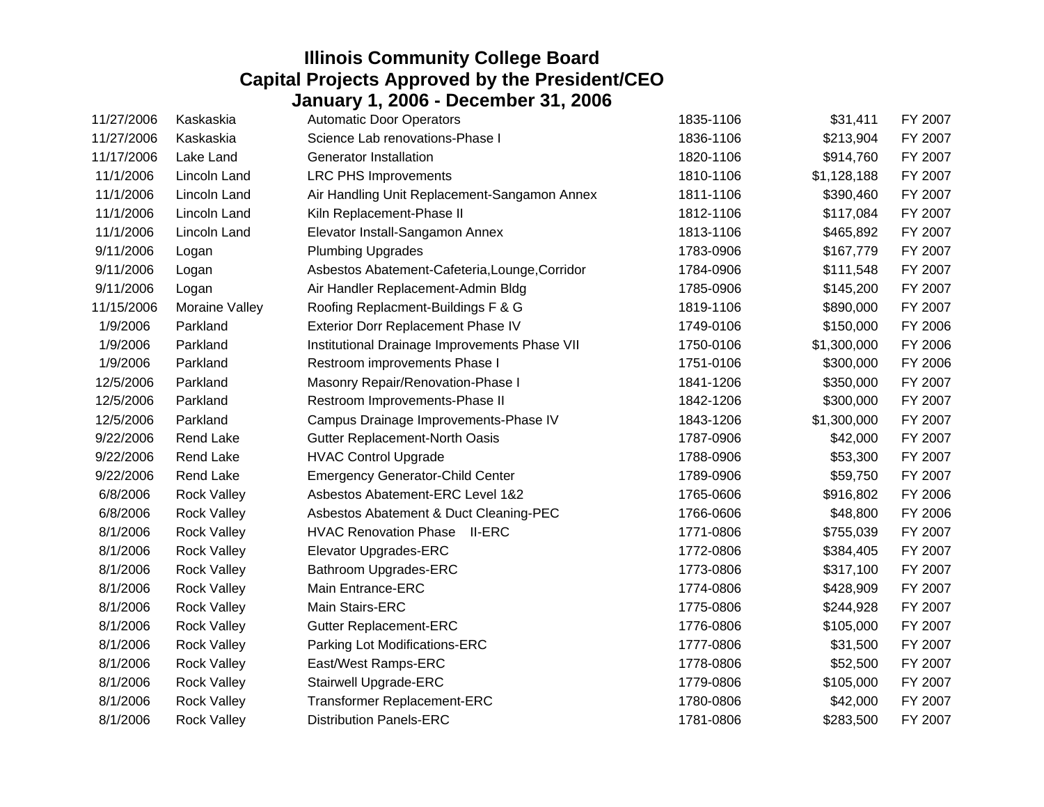# Illinois Community College Board
## Capital Projects Approved by the President/CEO
## January 1, 2006 - December 31, 2006

| | | | | | |
|---|---|---|---|---|---|
| 11/27/2006 | Kaskaskia | Automatic Door Operators | 1835-1106 | $31,411 | FY 2007 |
| 11/27/2006 | Kaskaskia | Science Lab renovations-Phase I | 1836-1106 | $213,904 | FY 2007 |
| 11/17/2006 | Lake Land | Generator Installation | 1820-1106 | $914,760 | FY 2007 |
| 11/1/2006 | Lincoln Land | LRC PHS Improvements | 1810-1106 | $1,128,188 | FY 2007 |
| 11/1/2006 | Lincoln Land | Air Handling Unit Replacement-Sangamon Annex | 1811-1106 | $390,460 | FY 2007 |
| 11/1/2006 | Lincoln Land | Kiln Replacement-Phase II | 1812-1106 | $117,084 | FY 2007 |
| 11/1/2006 | Lincoln Land | Elevator Install-Sangamon Annex | 1813-1106 | $465,892 | FY 2007 |
| 9/11/2006 | Logan | Plumbing Upgrades | 1783-0906 | $167,779 | FY 2007 |
| 9/11/2006 | Logan | Asbestos Abatement-Cafeteria,Lounge,Corridor | 1784-0906 | $111,548 | FY 2007 |
| 9/11/2006 | Logan | Air Handler Replacement-Admin Bldg | 1785-0906 | $145,200 | FY 2007 |
| 11/15/2006 | Moraine Valley | Roofing Replacment-Buildings F & G | 1819-1106 | $890,000 | FY 2007 |
| 1/9/2006 | Parkland | Exterior Dorr Replacement Phase IV | 1749-0106 | $150,000 | FY 2006 |
| 1/9/2006 | Parkland | Institutional Drainage Improvements Phase VII | 1750-0106 | $1,300,000 | FY 2006 |
| 1/9/2006 | Parkland | Restroom improvements Phase I | 1751-0106 | $300,000 | FY 2006 |
| 12/5/2006 | Parkland | Masonry Repair/Renovation-Phase I | 1841-1206 | $350,000 | FY 2007 |
| 12/5/2006 | Parkland | Restroom Improvements-Phase II | 1842-1206 | $300,000 | FY 2007 |
| 12/5/2006 | Parkland | Campus Drainage Improvements-Phase IV | 1843-1206 | $1,300,000 | FY 2007 |
| 9/22/2006 | Rend Lake | Gutter Replacement-North Oasis | 1787-0906 | $42,000 | FY 2007 |
| 9/22/2006 | Rend Lake | HVAC Control Upgrade | 1788-0906 | $53,300 | FY 2007 |
| 9/22/2006 | Rend Lake | Emergency Generator-Child Center | 1789-0906 | $59,750 | FY 2007 |
| 6/8/2006 | Rock Valley | Asbestos Abatement-ERC Level 1&2 | 1765-0606 | $916,802 | FY 2006 |
| 6/8/2006 | Rock Valley | Asbestos Abatement & Duct Cleaning-PEC | 1766-0606 | $48,800 | FY 2006 |
| 8/1/2006 | Rock Valley | HVAC Renovation Phase II-ERC | 1771-0806 | $755,039 | FY 2007 |
| 8/1/2006 | Rock Valley | Elevator Upgrades-ERC | 1772-0806 | $384,405 | FY 2007 |
| 8/1/2006 | Rock Valley | Bathroom Upgrades-ERC | 1773-0806 | $317,100 | FY 2007 |
| 8/1/2006 | Rock Valley | Main Entrance-ERC | 1774-0806 | $428,909 | FY 2007 |
| 8/1/2006 | Rock Valley | Main Stairs-ERC | 1775-0806 | $244,928 | FY 2007 |
| 8/1/2006 | Rock Valley | Gutter Replacement-ERC | 1776-0806 | $105,000 | FY 2007 |
| 8/1/2006 | Rock Valley | Parking Lot Modifications-ERC | 1777-0806 | $31,500 | FY 2007 |
| 8/1/2006 | Rock Valley | East/West Ramps-ERC | 1778-0806 | $52,500 | FY 2007 |
| 8/1/2006 | Rock Valley | Stairwell Upgrade-ERC | 1779-0806 | $105,000 | FY 2007 |
| 8/1/2006 | Rock Valley | Transformer Replacement-ERC | 1780-0806 | $42,000 | FY 2007 |
| 8/1/2006 | Rock Valley | Distribution Panels-ERC | 1781-0806 | $283,500 | FY 2007 |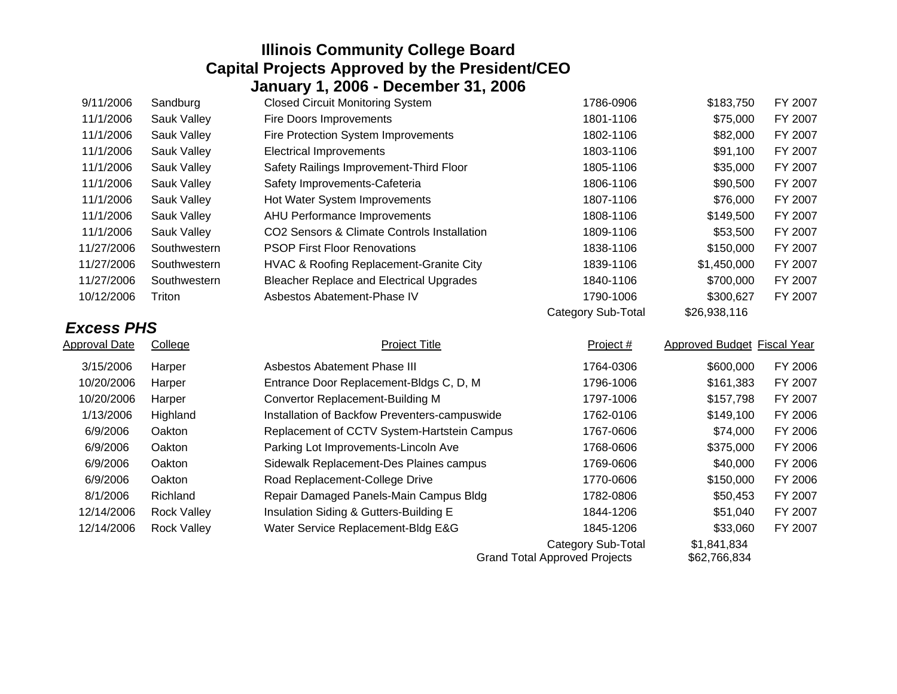# Illinois Community College Board
## Capital Projects Approved by the President/CEO
## January 1, 2006 - December 31, 2006

| Approval Date | College | Project Title | Project # | Approved Budget | Fiscal Year |
|---|---|---|---|---|---|
| 9/11/2006 | Sandburg | Closed Circuit Monitoring System | 1786-0906 | $183,750 | FY 2007 |
| 11/1/2006 | Sauk Valley | Fire Doors Improvements | 1801-1106 | $75,000 | FY 2007 |
| 11/1/2006 | Sauk Valley | Fire Protection System Improvements | 1802-1106 | $82,000 | FY 2007 |
| 11/1/2006 | Sauk Valley | Electrical Improvements | 1803-1106 | $91,100 | FY 2007 |
| 11/1/2006 | Sauk Valley | Safety Railings Improvement-Third Floor | 1805-1106 | $35,000 | FY 2007 |
| 11/1/2006 | Sauk Valley | Safety Improvements-Cafeteria | 1806-1106 | $90,500 | FY 2007 |
| 11/1/2006 | Sauk Valley | Hot Water System Improvements | 1807-1106 | $76,000 | FY 2007 |
| 11/1/2006 | Sauk Valley | AHU Performance Improvements | 1808-1106 | $149,500 | FY 2007 |
| 11/1/2006 | Sauk Valley | CO2 Sensors & Climate Controls Installation | 1809-1106 | $53,500 | FY 2007 |
| 11/27/2006 | Southwestern | PSOP First Floor Renovations | 1838-1106 | $150,000 | FY 2007 |
| 11/27/2006 | Southwestern | HVAC & Roofing Replacement-Granite City | 1839-1106 | $1,450,000 | FY 2007 |
| 11/27/2006 | Southwestern | Bleacher Replace and Electrical Upgrades | 1840-1106 | $700,000 | FY 2007 |
| 10/12/2006 | Triton | Asbestos Abatement-Phase IV | 1790-1006 | $300,627 | FY 2007 |
| | | | Category Sub-Total | $26,938,116 | |

### *Excess PHS*

| Approval Date | College | Project Title | Project # | Approved Budget | Fiscal Year |
|---|---|---|---|---|---|
| 3/15/2006 | Harper | Asbestos Abatement Phase III | 1764-0306 | $600,000 | FY 2006 |
| 10/20/2006 | Harper | Entrance Door Replacement-Bldgs C, D, M | 1796-1006 | $161,383 | FY 2007 |
| 10/20/2006 | Harper | Convertor Replacement-Building M | 1797-1006 | $157,798 | FY 2007 |
| 1/13/2006 | Highland | Installation of Backfow Preventers-campuswide | 1762-0106 | $149,100 | FY 2006 |
| 6/9/2006 | Oakton | Replacement of CCTV System-Hartstein Campus | 1767-0606 | $74,000 | FY 2006 |
| 6/9/2006 | Oakton | Parking Lot Improvements-Lincoln Ave | 1768-0606 | $375,000 | FY 2006 |
| 6/9/2006 | Oakton | Sidewalk Replacement-Des Plaines campus | 1769-0606 | $40,000 | FY 2006 |
| 6/9/2006 | Oakton | Road Replacement-College Drive | 1770-0606 | $150,000 | FY 2006 |
| 8/1/2006 | Richland | Repair Damaged Panels-Main Campus Bldg | 1782-0806 | $50,453 | FY 2007 |
| 12/14/2006 | Rock Valley | Insulation Siding & Gutters-Building E | 1844-1206 | $51,040 | FY 2007 |
| 12/14/2006 | Rock Valley | Water Service Replacement-Bldg E&G | 1845-1206 | $33,060 | FY 2007 |
| | | | Category Sub-Total | $1,841,834 | |
| | | | Grand Total Approved Projects | $62,766,834 | |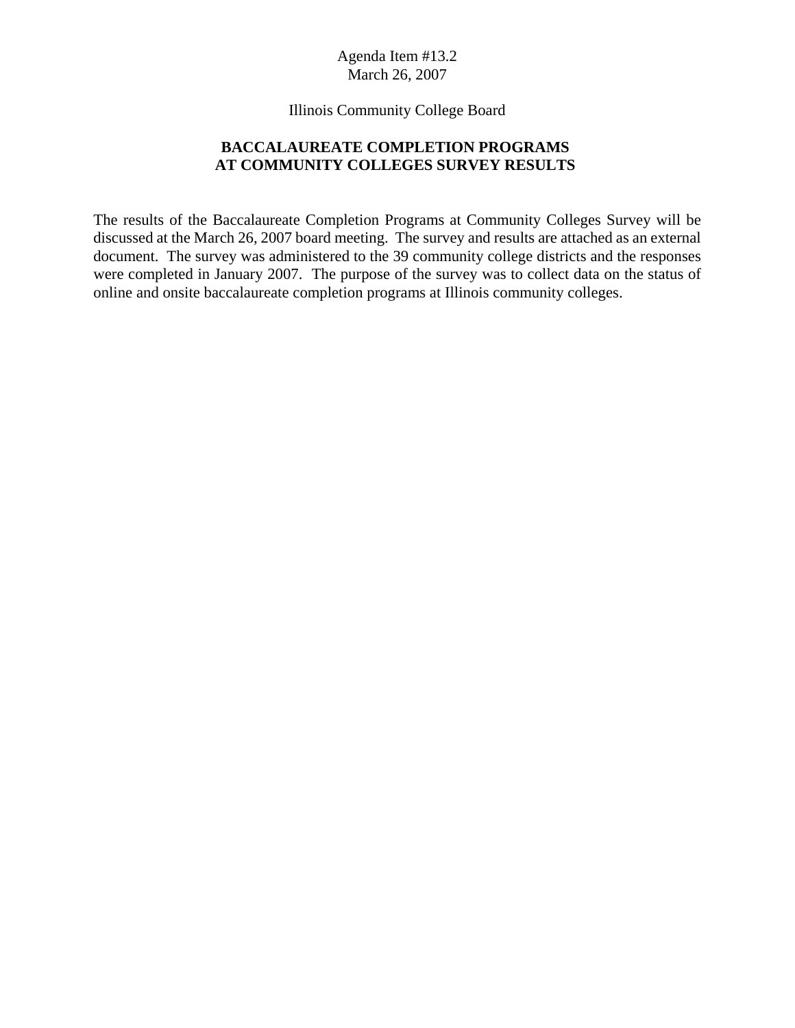Agenda Item #13.2
March 26, 2007

Illinois Community College Board

**BACCALAUREATE COMPLETION PROGRAMS AT COMMUNITY COLLEGES SURVEY RESULTS**

The results of the Baccalaureate Completion Programs at Community Colleges Survey will be discussed at the March 26, 2007 board meeting. The survey and results are attached as an external document. The survey was administered to the 39 community college districts and the responses were completed in January 2007. The purpose of the survey was to collect data on the status of online and onsite baccalaureate completion programs at Illinois community colleges.